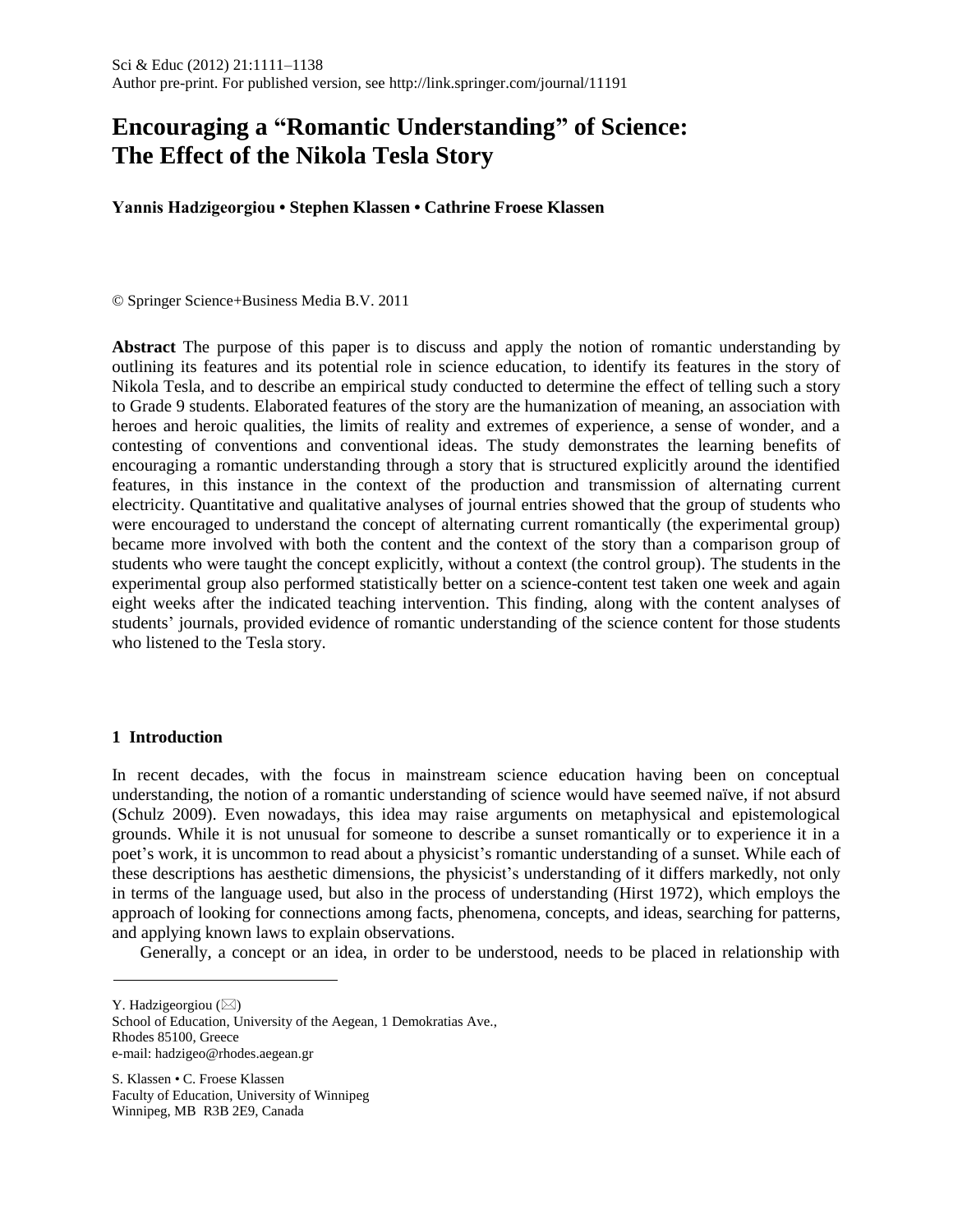Author pre-print. For published version, see http://link.springer.com/journal/11191

# Encouraging a "Romantic Understanding" of Science: The Effect of the Nikola Tesla Story

**Yannis Hadzigeorgiou • Stephen Klassen • Cathrine Froese Klassen**

© Springer Science+Business Media B.V. 2011

**Abstract** The purpose of this paper is to discuss and apply the notion of romantic understanding by outlining its features and its potential role in science education, to identify its features in the story of Nikola Tesla, and to describe an empirical study conducted to determine the effect of telling such a story to Grade 9 students. Elaborated features of the story are the humanization of meaning, an association with heroes and heroic qualities, the limits of reality and extremes of experience, a sense of wonder, and a contesting of conventions and conventional ideas. The study demonstrates the learning benefits of encouraging a romantic understanding through a story that is structured explicitly around the identified features, in this instance in the context of the production and transmission of alternating current electricity. Quantitative and qualitative analyses of journal entries showed that the group of students who were encouraged to understand the concept of alternating current romantically (the experimental group) became more involved with both the content and the context of the story than a comparison group of students who were taught the concept explicitly, without a context (the control group). The students in the experimental group also performed statistically better on a science-content test taken one week and again eight weeks after the indicated teaching intervention. This finding, along with the content analyses of students' journals, provided evidence of romantic understanding of the science content for those students who listened to the Tesla story.

## 1 Introduction

In recent decades, with the focus in mainstream science education having been on conceptual understanding, the notion of a romantic understanding of science would have seemed naïve, if not absurd (Schulz 2009). Even nowadays, this idea may raise arguments on metaphysical and epistemological grounds. While it is not unusual for someone to describe a sunset romantically or to experience it in a poet's work, it is uncommon to read about a physicist's romantic understanding of a sunset. While each of these descriptions has aesthetic dimensions, the physicist's understanding of it differs markedly, not only in terms of the language used, but also in the process of understanding (Hirst 1972), which employs the approach of looking for connections among facts, phenomena, concepts, and ideas, searching for patterns, and applying known laws to explain observations.

Generally, a concept or an idea, in order to be understood, needs to be placed in relationship with

---

Y. Hadzigeorgiou (✉)
School of Education, University of the Aegean, 1 Demokratias Ave.,
Rhodes 85100, Greece
e-mail: hadzigeo@rhodes.aegean.gr

S. Klassen • C. Froese Klassen
Faculty of Education, University of Winnipeg
Winnipeg, MB R3B 2E9, Canada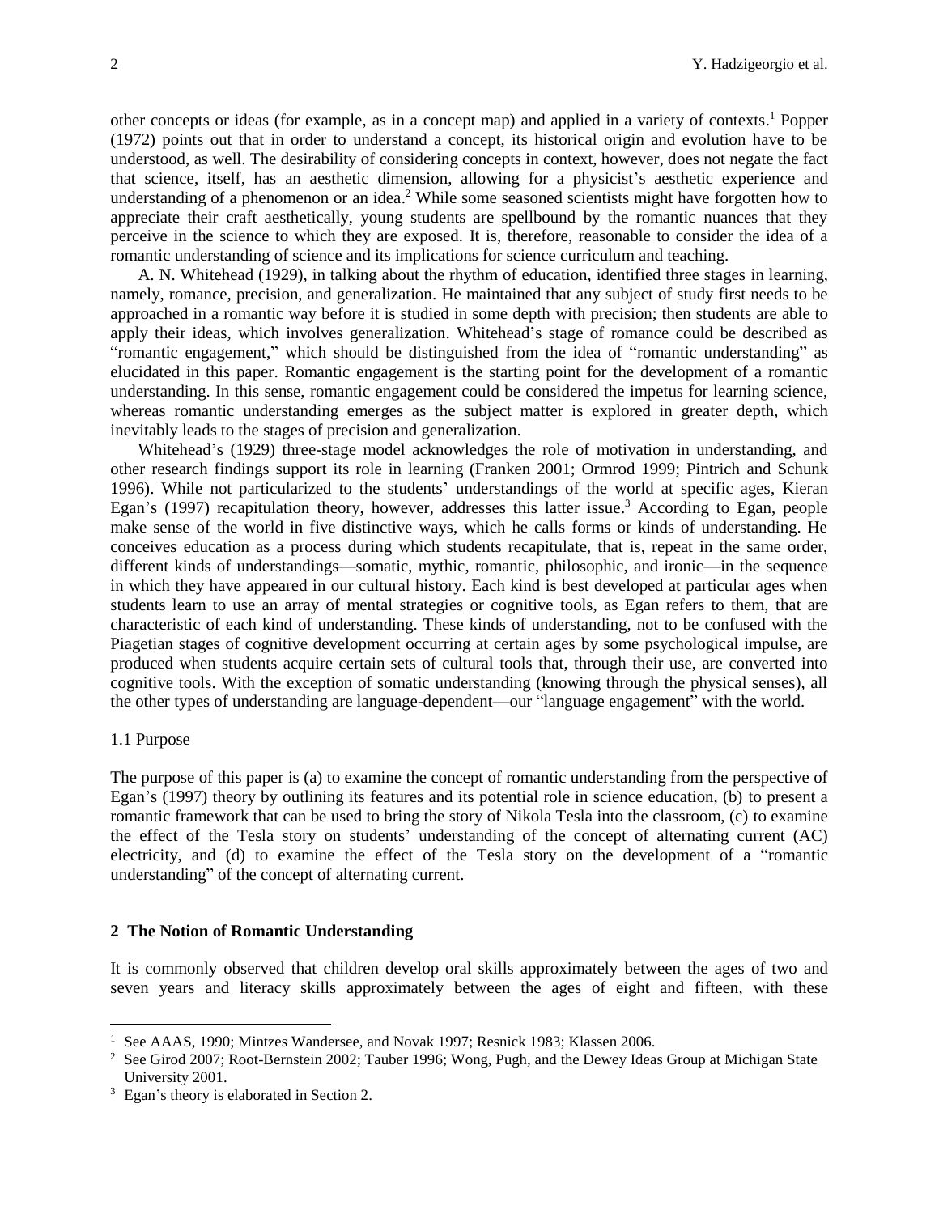other concepts or ideas (for example, as in a concept map) and applied in a variety of contexts.[1] Popper (1972) points out that in order to understand a concept, its historical origin and evolution have to be understood, as well. The desirability of considering concepts in context, however, does not negate the fact that science, itself, has an aesthetic dimension, allowing for a physicist's aesthetic experience and understanding of a phenomenon or an idea.[2] While some seasoned scientists might have forgotten how to appreciate their craft aesthetically, young students are spellbound by the romantic nuances that they perceive in the science to which they are exposed. It is, therefore, reasonable to consider the idea of a romantic understanding of science and its implications for science curriculum and teaching.

A. N. Whitehead (1929), in talking about the rhythm of education, identified three stages in learning, namely, romance, precision, and generalization. He maintained that any subject of study first needs to be approached in a romantic way before it is studied in some depth with precision; then students are able to apply their ideas, which involves generalization. Whitehead's stage of romance could be described as "romantic engagement," which should be distinguished from the idea of "romantic understanding" as elucidated in this paper. Romantic engagement is the starting point for the development of a romantic understanding. In this sense, romantic engagement could be considered the impetus for learning science, whereas romantic understanding emerges as the subject matter is explored in greater depth, which inevitably leads to the stages of precision and generalization.

Whitehead's (1929) three-stage model acknowledges the role of motivation in understanding, and other research findings support its role in learning (Franken 2001; Ormrod 1999; Pintrich and Schunk 1996). While not particularized to the students' understandings of the world at specific ages, Kieran Egan's (1997) recapitulation theory, however, addresses this latter issue.[3] According to Egan, people make sense of the world in five distinctive ways, which he calls forms or kinds of understanding. He conceives education as a process during which students recapitulate, that is, repeat in the same order, different kinds of understandings—somatic, mythic, romantic, philosophic, and ironic—in the sequence in which they have appeared in our cultural history. Each kind is best developed at particular ages when students learn to use an array of mental strategies or cognitive tools, as Egan refers to them, that are characteristic of each kind of understanding. These kinds of understanding, not to be confused with the Piagetian stages of cognitive development occurring at certain ages by some psychological impulse, are produced when students acquire certain sets of cultural tools that, through their use, are converted into cognitive tools. With the exception of somatic understanding (knowing through the physical senses), all the other types of understanding are language-dependent—our "language engagement" with the world.

### 1.1 Purpose

The purpose of this paper is (a) to examine the concept of romantic understanding from the perspective of Egan's (1997) theory by outlining its features and its potential role in science education, (b) to present a romantic framework that can be used to bring the story of Nikola Tesla into the classroom, (c) to examine the effect of the Tesla story on students' understanding of the concept of alternating current (AC) electricity, and (d) to examine the effect of the Tesla story on the development of a "romantic understanding" of the concept of alternating current.

## 2 The Notion of Romantic Understanding

It is commonly observed that children develop oral skills approximately between the ages of two and seven years and literacy skills approximately between the ages of eight and fifteen, with these

---

[1] See AAAS, 1990; Mintzes Wandersee, and Novak 1997; Resnick 1983; Klassen 2006.

[2] See Girod 2007; Root-Bernstein 2002; Tauber 1996; Wong, Pugh, and the Dewey Ideas Group at Michigan State University 2001.

[3] Egan's theory is elaborated in Section 2.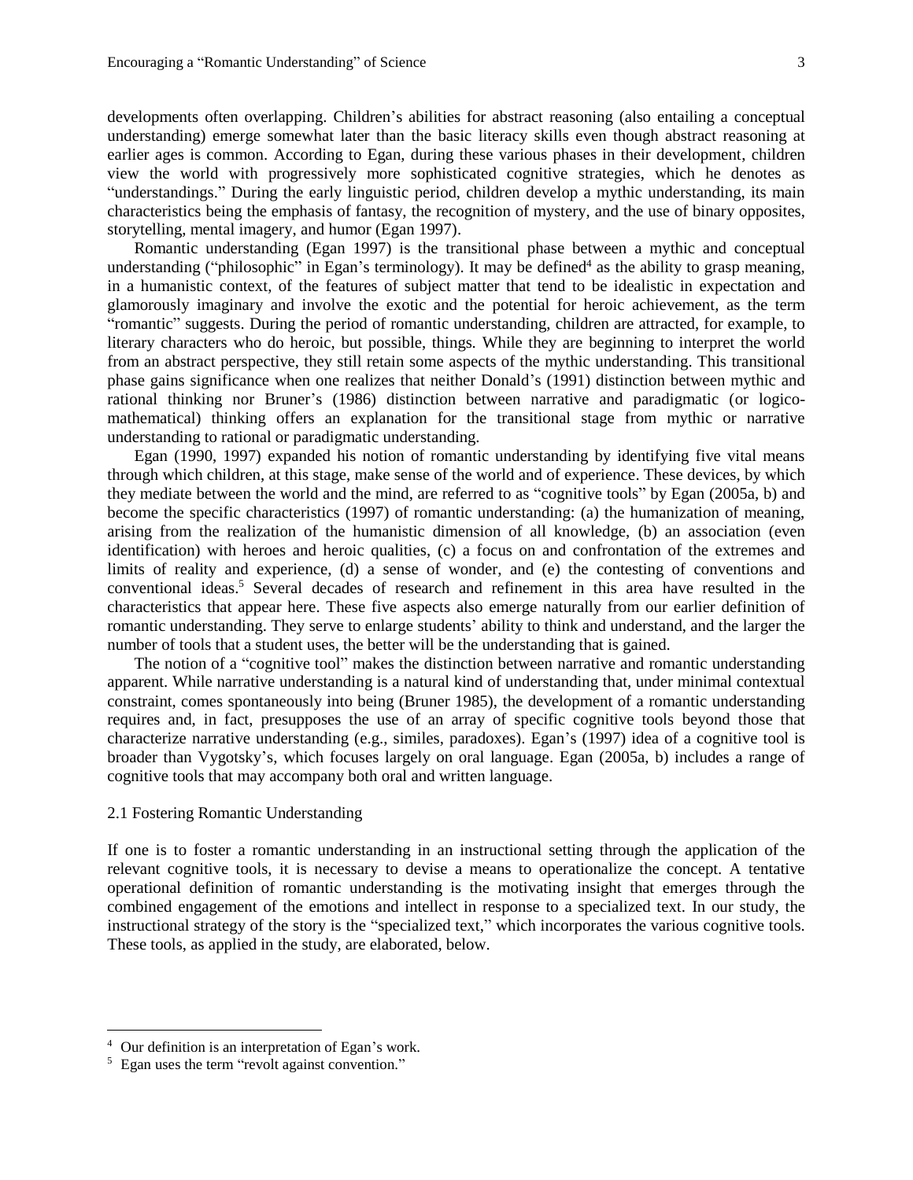developments often overlapping. Children's abilities for abstract reasoning (also entailing a conceptual understanding) emerge somewhat later than the basic literacy skills even though abstract reasoning at earlier ages is common. According to Egan, during these various phases in their development, children view the world with progressively more sophisticated cognitive strategies, which he denotes as "understandings." During the early linguistic period, children develop a mythic understanding, its main characteristics being the emphasis of fantasy, the recognition of mystery, and the use of binary opposites, storytelling, mental imagery, and humor (Egan 1997).

Romantic understanding (Egan 1997) is the transitional phase between a mythic and conceptual understanding ("philosophic" in Egan's terminology). It may be defined[4] as the ability to grasp meaning, in a humanistic context, of the features of subject matter that tend to be idealistic in expectation and glamorously imaginary and involve the exotic and the potential for heroic achievement, as the term "romantic" suggests. During the period of romantic understanding, children are attracted, for example, to literary characters who do heroic, but possible, things. While they are beginning to interpret the world from an abstract perspective, they still retain some aspects of the mythic understanding. This transitional phase gains significance when one realizes that neither Donald's (1991) distinction between mythic and rational thinking nor Bruner's (1986) distinction between narrative and paradigmatic (or logico-mathematical) thinking offers an explanation for the transitional stage from mythic or narrative understanding to rational or paradigmatic understanding.

Egan (1990, 1997) expanded his notion of romantic understanding by identifying five vital means through which children, at this stage, make sense of the world and of experience. These devices, by which they mediate between the world and the mind, are referred to as "cognitive tools" by Egan (2005a, b) and become the specific characteristics (1997) of romantic understanding: (a) the humanization of meaning, arising from the realization of the humanistic dimension of all knowledge, (b) an association (even identification) with heroes and heroic qualities, (c) a focus on and confrontation of the extremes and limits of reality and experience, (d) a sense of wonder, and (e) the contesting of conventions and conventional ideas.[5] Several decades of research and refinement in this area have resulted in the characteristics that appear here. These five aspects also emerge naturally from our earlier definition of romantic understanding. They serve to enlarge students' ability to think and understand, and the larger the number of tools that a student uses, the better will be the understanding that is gained.

The notion of a "cognitive tool" makes the distinction between narrative and romantic understanding apparent. While narrative understanding is a natural kind of understanding that, under minimal contextual constraint, comes spontaneously into being (Bruner 1985), the development of a romantic understanding requires and, in fact, presupposes the use of an array of specific cognitive tools beyond those that characterize narrative understanding (e.g., similes, paradoxes). Egan's (1997) idea of a cognitive tool is broader than Vygotsky's, which focuses largely on oral language. Egan (2005a, b) includes a range of cognitive tools that may accompany both oral and written language.

## 2.1 Fostering Romantic Understanding

If one is to foster a romantic understanding in an instructional setting through the application of the relevant cognitive tools, it is necessary to devise a means to operationalize the concept. A tentative operational definition of romantic understanding is the motivating insight that emerges through the combined engagement of the emotions and intellect in response to a specialized text. In our study, the instructional strategy of the story is the "specialized text," which incorporates the various cognitive tools. These tools, as applied in the study, are elaborated, below.

---

[4] Our definition is an interpretation of Egan's work.

[5] Egan uses the term "revolt against convention."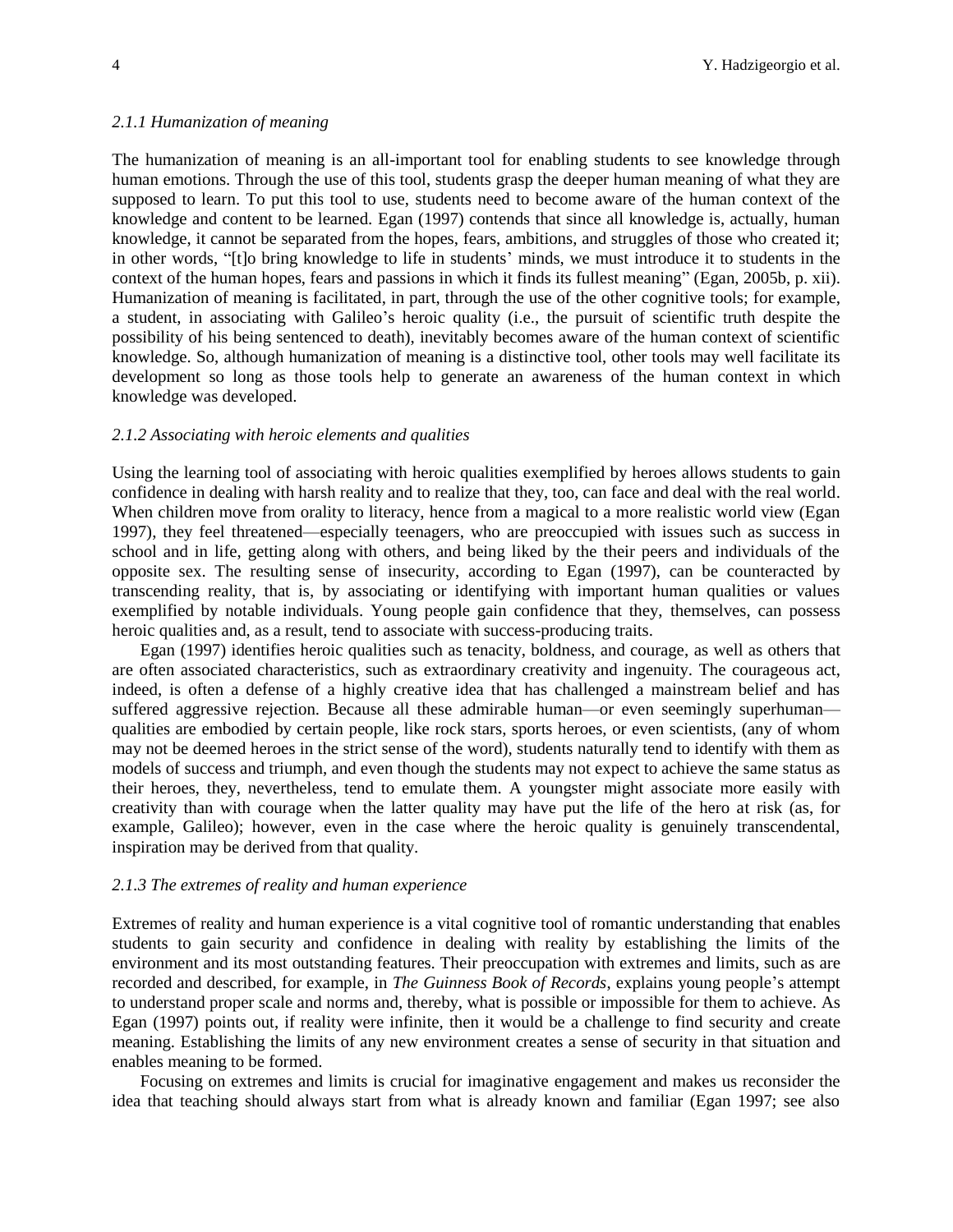### 2.1.1 Humanization of meaning

The humanization of meaning is an all-important tool for enabling students to see knowledge through human emotions. Through the use of this tool, students grasp the deeper human meaning of what they are supposed to learn. To put this tool to use, students need to become aware of the human context of the knowledge and content to be learned. Egan (1997) contends that since all knowledge is, actually, human knowledge, it cannot be separated from the hopes, fears, ambitions, and struggles of those who created it; in other words, "[t]o bring knowledge to life in students' minds, we must introduce it to students in the context of the human hopes, fears and passions in which it finds its fullest meaning" (Egan, 2005b, p. xii). Humanization of meaning is facilitated, in part, through the use of the other cognitive tools; for example, a student, in associating with Galileo's heroic quality (i.e., the pursuit of scientific truth despite the possibility of his being sentenced to death), inevitably becomes aware of the human context of scientific knowledge. So, although humanization of meaning is a distinctive tool, other tools may well facilitate its development so long as those tools help to generate an awareness of the human context in which knowledge was developed.

### 2.1.2 Associating with heroic elements and qualities

Using the learning tool of associating with heroic qualities exemplified by heroes allows students to gain confidence in dealing with harsh reality and to realize that they, too, can face and deal with the real world. When children move from orality to literacy, hence from a magical to a more realistic world view (Egan 1997), they feel threatened—especially teenagers, who are preoccupied with issues such as success in school and in life, getting along with others, and being liked by the their peers and individuals of the opposite sex. The resulting sense of insecurity, according to Egan (1997), can be counteracted by transcending reality, that is, by associating or identifying with important human qualities or values exemplified by notable individuals. Young people gain confidence that they, themselves, can possess heroic qualities and, as a result, tend to associate with success-producing traits.

Egan (1997) identifies heroic qualities such as tenacity, boldness, and courage, as well as others that are often associated characteristics, such as extraordinary creativity and ingenuity. The courageous act, indeed, is often a defense of a highly creative idea that has challenged a mainstream belief and has suffered aggressive rejection. Because all these admirable human—or even seemingly superhuman—qualities are embodied by certain people, like rock stars, sports heroes, or even scientists, (any of whom may not be deemed heroes in the strict sense of the word), students naturally tend to identify with them as models of success and triumph, and even though the students may not expect to achieve the same status as their heroes, they, nevertheless, tend to emulate them. A youngster might associate more easily with creativity than with courage when the latter quality may have put the life of the hero at risk (as, for example, Galileo); however, even in the case where the heroic quality is genuinely transcendental, inspiration may be derived from that quality.

### 2.1.3 The extremes of reality and human experience

Extremes of reality and human experience is a vital cognitive tool of romantic understanding that enables students to gain security and confidence in dealing with reality by establishing the limits of the environment and its most outstanding features. Their preoccupation with extremes and limits, such as are recorded and described, for example, in *The Guinness Book of Records*, explains young people's attempt to understand proper scale and norms and, thereby, what is possible or impossible for them to achieve. As Egan (1997) points out, if reality were infinite, then it would be a challenge to find security and create meaning. Establishing the limits of any new environment creates a sense of security in that situation and enables meaning to be formed.

Focusing on extremes and limits is crucial for imaginative engagement and makes us reconsider the idea that teaching should always start from what is already known and familiar (Egan 1997; see also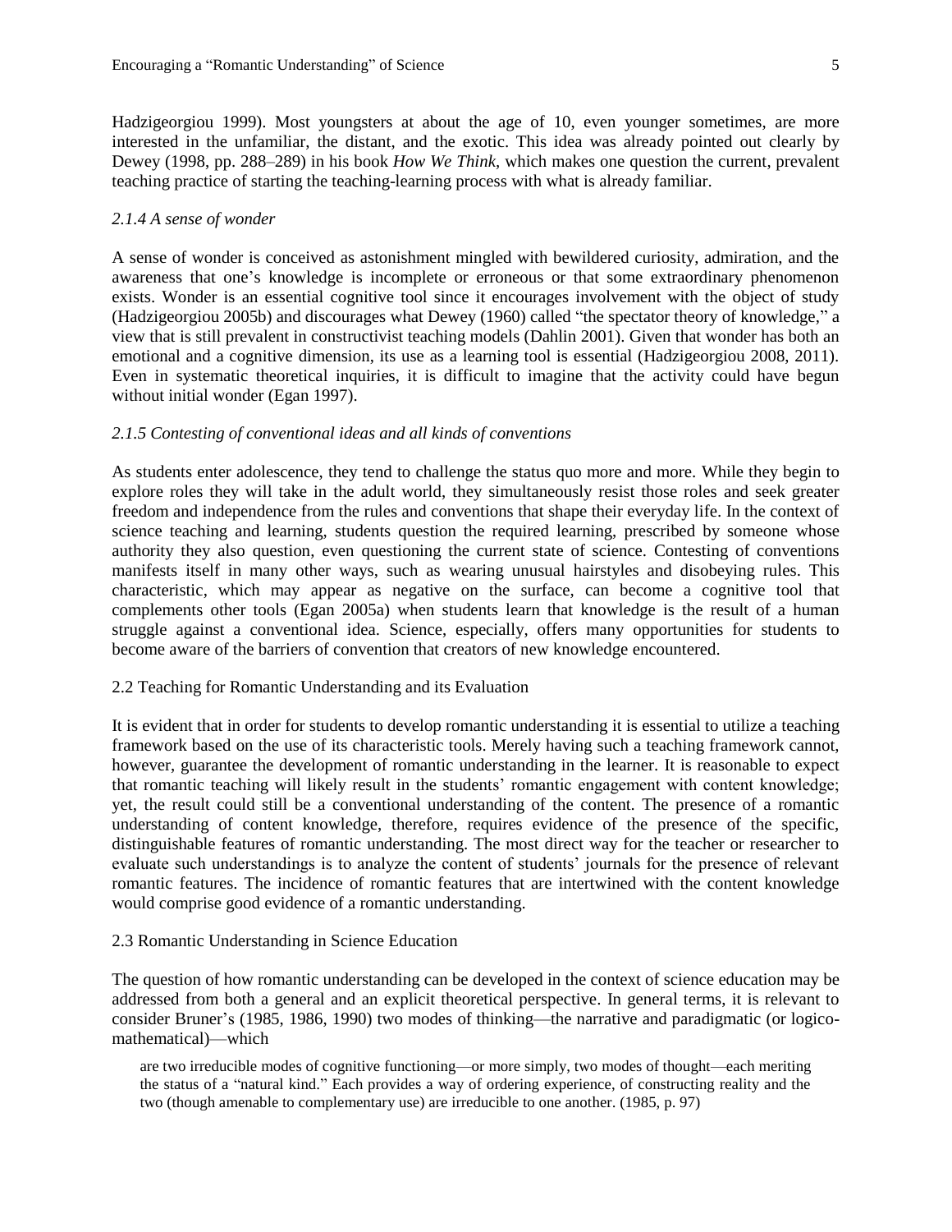Hadzigeorgiou 1999). Most youngsters at about the age of 10, even younger sometimes, are more interested in the unfamiliar, the distant, and the exotic. This idea was already pointed out clearly by Dewey (1998, pp. 288–289) in his book *How We Think*, which makes one question the current, prevalent teaching practice of starting the teaching-learning process with what is already familiar.

### *2.1.4 A sense of wonder*

A sense of wonder is conceived as astonishment mingled with bewildered curiosity, admiration, and the awareness that one's knowledge is incomplete or erroneous or that some extraordinary phenomenon exists. Wonder is an essential cognitive tool since it encourages involvement with the object of study (Hadzigeorgiou 2005b) and discourages what Dewey (1960) called "the spectator theory of knowledge," a view that is still prevalent in constructivist teaching models (Dahlin 2001). Given that wonder has both an emotional and a cognitive dimension, its use as a learning tool is essential (Hadzigeorgiou 2008, 2011). Even in systematic theoretical inquiries, it is difficult to imagine that the activity could have begun without initial wonder (Egan 1997).

### *2.1.5 Contesting of conventional ideas and all kinds of conventions*

As students enter adolescence, they tend to challenge the status quo more and more. While they begin to explore roles they will take in the adult world, they simultaneously resist those roles and seek greater freedom and independence from the rules and conventions that shape their everyday life. In the context of science teaching and learning, students question the required learning, prescribed by someone whose authority they also question, even questioning the current state of science. Contesting of conventions manifests itself in many other ways, such as wearing unusual hairstyles and disobeying rules. This characteristic, which may appear as negative on the surface, can become a cognitive tool that complements other tools (Egan 2005a) when students learn that knowledge is the result of a human struggle against a conventional idea. Science, especially, offers many opportunities for students to become aware of the barriers of convention that creators of new knowledge encountered.

## 2.2 Teaching for Romantic Understanding and its Evaluation

It is evident that in order for students to develop romantic understanding it is essential to utilize a teaching framework based on the use of its characteristic tools. Merely having such a teaching framework cannot, however, guarantee the development of romantic understanding in the learner. It is reasonable to expect that romantic teaching will likely result in the students' romantic engagement with content knowledge; yet, the result could still be a conventional understanding of the content. The presence of a romantic understanding of content knowledge, therefore, requires evidence of the presence of the specific, distinguishable features of romantic understanding. The most direct way for the teacher or researcher to evaluate such understandings is to analyze the content of students' journals for the presence of relevant romantic features. The incidence of romantic features that are intertwined with the content knowledge would comprise good evidence of a romantic understanding.

## 2.3 Romantic Understanding in Science Education

The question of how romantic understanding can be developed in the context of science education may be addressed from both a general and an explicit theoretical perspective. In general terms, it is relevant to consider Bruner's (1985, 1986, 1990) two modes of thinking—the narrative and paradigmatic (or logico-mathematical)—which

> are two irreducible modes of cognitive functioning—or more simply, two modes of thought—each meriting the status of a "natural kind." Each provides a way of ordering experience, of constructing reality and the two (though amenable to complementary use) are irreducible to one another. (1985, p. 97)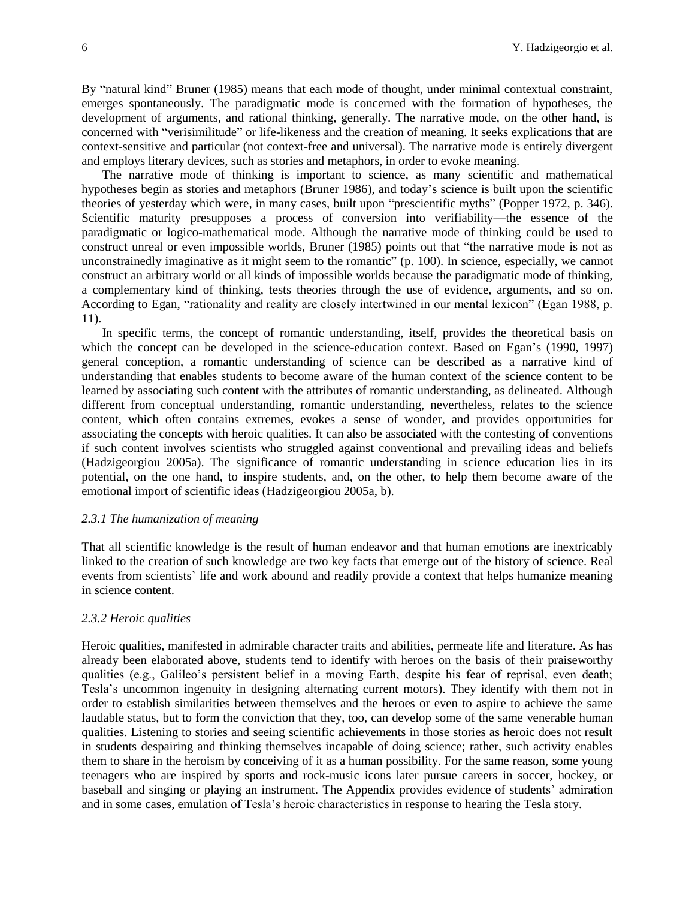By "natural kind" Bruner (1985) means that each mode of thought, under minimal contextual constraint, emerges spontaneously. The paradigmatic mode is concerned with the formation of hypotheses, the development of arguments, and rational thinking, generally. The narrative mode, on the other hand, is concerned with "verisimilitude" or life-likeness and the creation of meaning. It seeks explications that are context-sensitive and particular (not context-free and universal). The narrative mode is entirely divergent and employs literary devices, such as stories and metaphors, in order to evoke meaning.

The narrative mode of thinking is important to science, as many scientific and mathematical hypotheses begin as stories and metaphors (Bruner 1986), and today's science is built upon the scientific theories of yesterday which were, in many cases, built upon "prescientific myths" (Popper 1972, p. 346). Scientific maturity presupposes a process of conversion into verifiability—the essence of the paradigmatic or logico-mathematical mode. Although the narrative mode of thinking could be used to construct unreal or even impossible worlds, Bruner (1985) points out that "the narrative mode is not as unconstrainedly imaginative as it might seem to the romantic" (p. 100). In science, especially, we cannot construct an arbitrary world or all kinds of impossible worlds because the paradigmatic mode of thinking, a complementary kind of thinking, tests theories through the use of evidence, arguments, and so on. According to Egan, "rationality and reality are closely intertwined in our mental lexicon" (Egan 1988, p. 11).

In specific terms, the concept of romantic understanding, itself, provides the theoretical basis on which the concept can be developed in the science-education context. Based on Egan's (1990, 1997) general conception, a romantic understanding of science can be described as a narrative kind of understanding that enables students to become aware of the human context of the science content to be learned by associating such content with the attributes of romantic understanding, as delineated. Although different from conceptual understanding, romantic understanding, nevertheless, relates to the science content, which often contains extremes, evokes a sense of wonder, and provides opportunities for associating the concepts with heroic qualities. It can also be associated with the contesting of conventions if such content involves scientists who struggled against conventional and prevailing ideas and beliefs (Hadzigeorgiou 2005a). The significance of romantic understanding in science education lies in its potential, on the one hand, to inspire students, and, on the other, to help them become aware of the emotional import of scientific ideas (Hadzigeorgiou 2005a, b).

#### *2.3.1 The humanization of meaning*

That all scientific knowledge is the result of human endeavor and that human emotions are inextricably linked to the creation of such knowledge are two key facts that emerge out of the history of science. Real events from scientists' life and work abound and readily provide a context that helps humanize meaning in science content.

#### *2.3.2 Heroic qualities*

Heroic qualities, manifested in admirable character traits and abilities, permeate life and literature. As has already been elaborated above, students tend to identify with heroes on the basis of their praiseworthy qualities (e.g., Galileo's persistent belief in a moving Earth, despite his fear of reprisal, even death; Tesla's uncommon ingenuity in designing alternating current motors). They identify with them not in order to establish similarities between themselves and the heroes or even to aspire to achieve the same laudable status, but to form the conviction that they, too, can develop some of the same venerable human qualities. Listening to stories and seeing scientific achievements in those stories as heroic does not result in students despairing and thinking themselves incapable of doing science; rather, such activity enables them to share in the heroism by conceiving of it as a human possibility. For the same reason, some young teenagers who are inspired by sports and rock-music icons later pursue careers in soccer, hockey, or baseball and singing or playing an instrument. The Appendix provides evidence of students' admiration and in some cases, emulation of Tesla's heroic characteristics in response to hearing the Tesla story.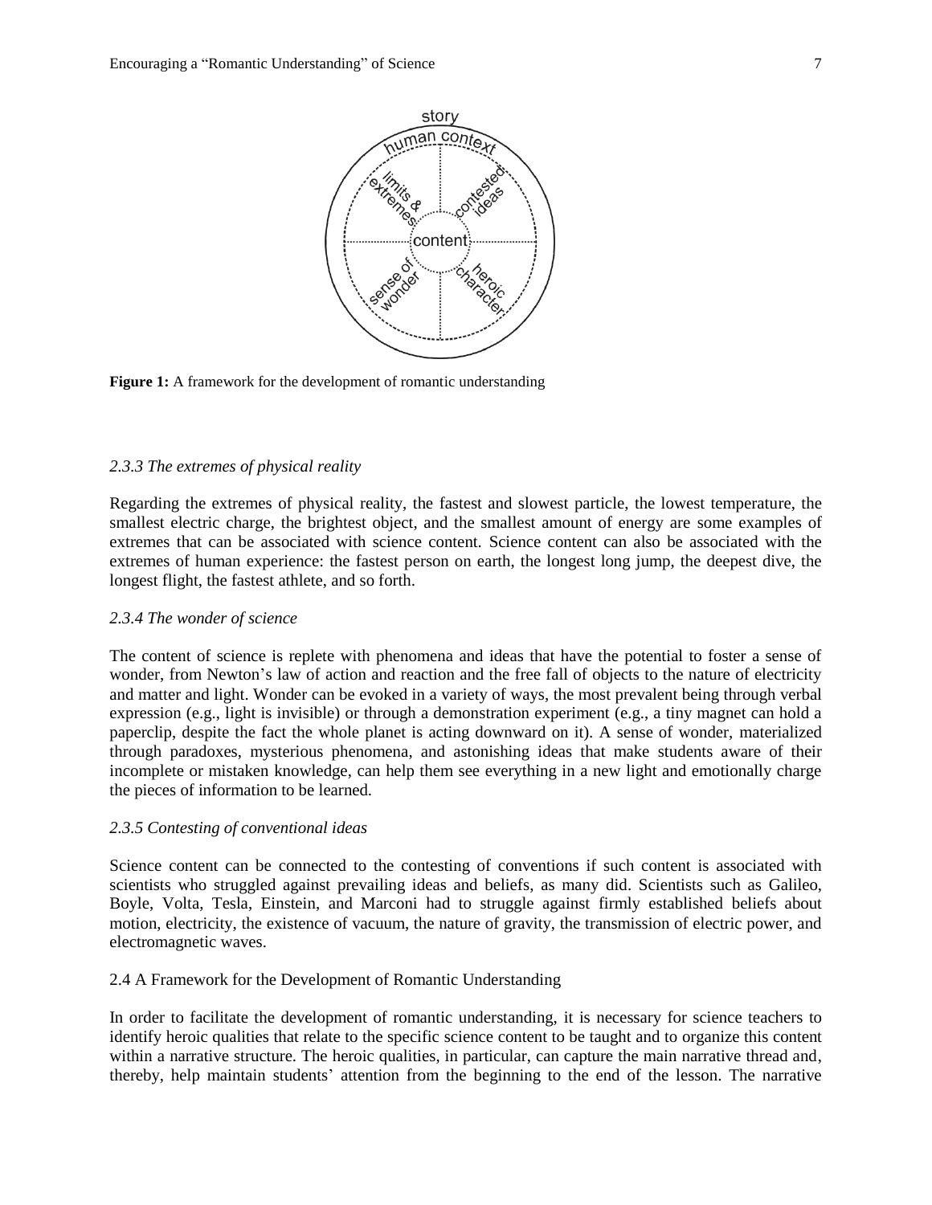**Figure 1:** A framework for the development of romantic understanding

### *2.3.3 The extremes of physical reality*

Regarding the extremes of physical reality, the fastest and slowest particle, the lowest temperature, the smallest electric charge, the brightest object, and the smallest amount of energy are some examples of extremes that can be associated with science content. Science content can also be associated with the extremes of human experience: the fastest person on earth, the longest long jump, the deepest dive, the longest flight, the fastest athlete, and so forth.

### *2.3.4 The wonder of science*

The content of science is replete with phenomena and ideas that have the potential to foster a sense of wonder, from Newton's law of action and reaction and the free fall of objects to the nature of electricity and matter and light. Wonder can be evoked in a variety of ways, the most prevalent being through verbal expression (e.g., light is invisible) or through a demonstration experiment (e.g., a tiny magnet can hold a paperclip, despite the fact the whole planet is acting downward on it). A sense of wonder, materialized through paradoxes, mysterious phenomena, and astonishing ideas that make students aware of their incomplete or mistaken knowledge, can help them see everything in a new light and emotionally charge the pieces of information to be learned.

### *2.3.5 Contesting of conventional ideas*

Science content can be connected to the contesting of conventions if such content is associated with scientists who struggled against prevailing ideas and beliefs, as many did. Scientists such as Galileo, Boyle, Volta, Tesla, Einstein, and Marconi had to struggle against firmly established beliefs about motion, electricity, the existence of vacuum, the nature of gravity, the transmission of electric power, and electromagnetic waves.

## 2.4 A Framework for the Development of Romantic Understanding

In order to facilitate the development of romantic understanding, it is necessary for science teachers to identify heroic qualities that relate to the specific science content to be taught and to organize this content within a narrative structure. The heroic qualities, in particular, can capture the main narrative thread and, thereby, help maintain students' attention from the beginning to the end of the lesson. The narrative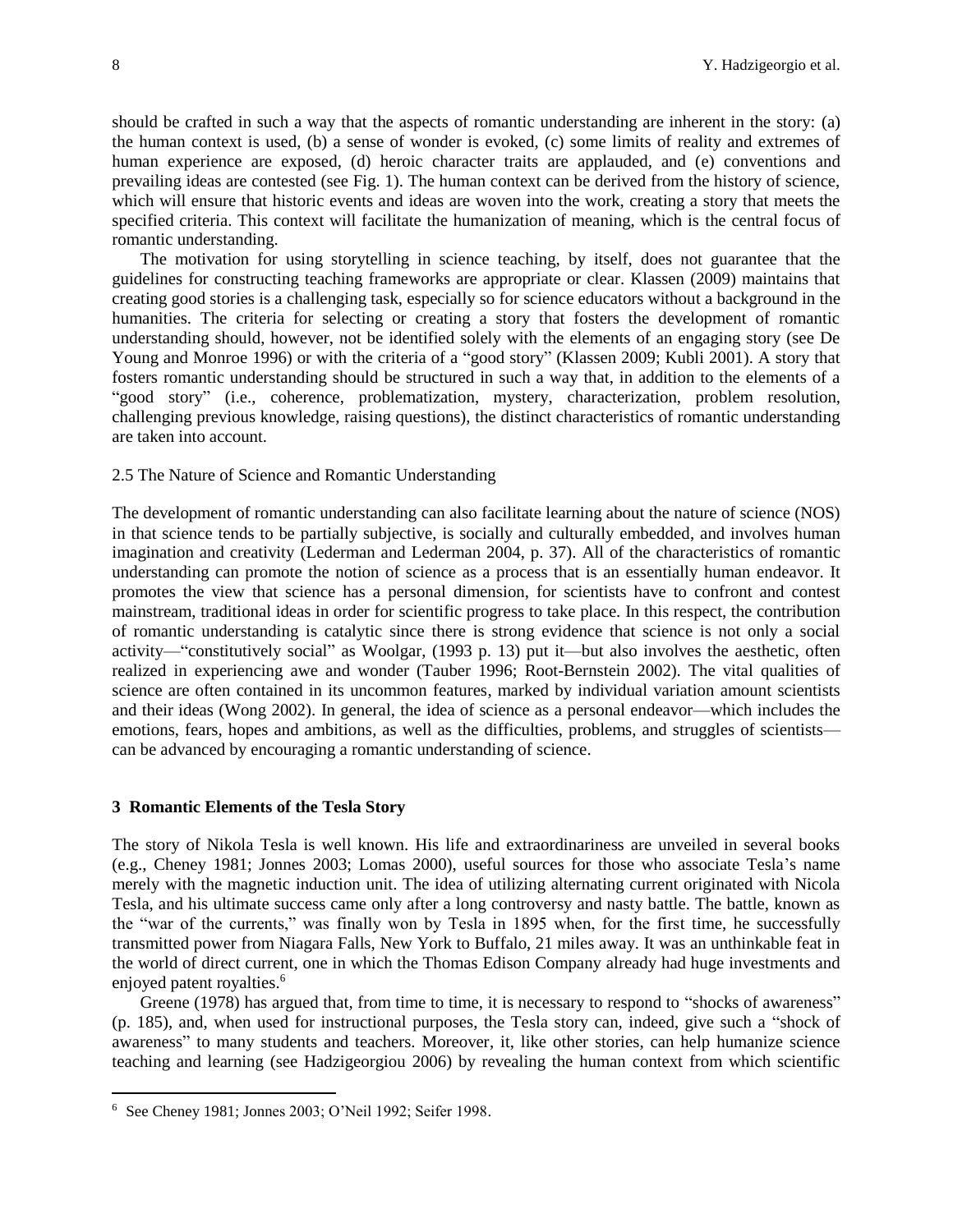should be crafted in such a way that the aspects of romantic understanding are inherent in the story: (a) the human context is used, (b) a sense of wonder is evoked, (c) some limits of reality and extremes of human experience are exposed, (d) heroic character traits are applauded, and (e) conventions and prevailing ideas are contested (see Fig. 1). The human context can be derived from the history of science, which will ensure that historic events and ideas are woven into the work, creating a story that meets the specified criteria. This context will facilitate the humanization of meaning, which is the central focus of romantic understanding.

The motivation for using storytelling in science teaching, by itself, does not guarantee that the guidelines for constructing teaching frameworks are appropriate or clear. Klassen (2009) maintains that creating good stories is a challenging task, especially so for science educators without a background in the humanities. The criteria for selecting or creating a story that fosters the development of romantic understanding should, however, not be identified solely with the elements of an engaging story (see De Young and Monroe 1996) or with the criteria of a "good story" (Klassen 2009; Kubli 2001). A story that fosters romantic understanding should be structured in such a way that, in addition to the elements of a "good story" (i.e., coherence, problematization, mystery, characterization, problem resolution, challenging previous knowledge, raising questions), the distinct characteristics of romantic understanding are taken into account.

### 2.5 The Nature of Science and Romantic Understanding

The development of romantic understanding can also facilitate learning about the nature of science (NOS) in that science tends to be partially subjective, is socially and culturally embedded, and involves human imagination and creativity (Lederman and Lederman 2004, p. 37). All of the characteristics of romantic understanding can promote the notion of science as a process that is an essentially human endeavor. It promotes the view that science has a personal dimension, for scientists have to confront and contest mainstream, traditional ideas in order for scientific progress to take place. In this respect, the contribution of romantic understanding is catalytic since there is strong evidence that science is not only a social activity—"constitutively social" as Woolgar, (1993 p. 13) put it—but also involves the aesthetic, often realized in experiencing awe and wonder (Tauber 1996; Root-Bernstein 2002). The vital qualities of science are often contained in its uncommon features, marked by individual variation amount scientists and their ideas (Wong 2002). In general, the idea of science as a personal endeavor—which includes the emotions, fears, hopes and ambitions, as well as the difficulties, problems, and struggles of scientists—can be advanced by encouraging a romantic understanding of science.

## 3 Romantic Elements of the Tesla Story

The story of Nikola Tesla is well known. His life and extraordinariness are unveiled in several books (e.g., Cheney 1981; Jonnes 2003; Lomas 2000), useful sources for those who associate Tesla's name merely with the magnetic induction unit. The idea of utilizing alternating current originated with Nicola Tesla, and his ultimate success came only after a long controversy and nasty battle. The battle, known as the "war of the currents," was finally won by Tesla in 1895 when, for the first time, he successfully transmitted power from Niagara Falls, New York to Buffalo, 21 miles away. It was an unthinkable feat in the world of direct current, one in which the Thomas Edison Company already had huge investments and enjoyed patent royalties.[6]

Greene (1978) has argued that, from time to time, it is necessary to respond to "shocks of awareness" (p. 185), and, when used for instructional purposes, the Tesla story can, indeed, give such a "shock of awareness" to many students and teachers. Moreover, it, like other stories, can help humanize science teaching and learning (see Hadzigeorgiou 2006) by revealing the human context from which scientific

[6] See Cheney 1981; Jonnes 2003; O'Neil 1992; Seifer 1998.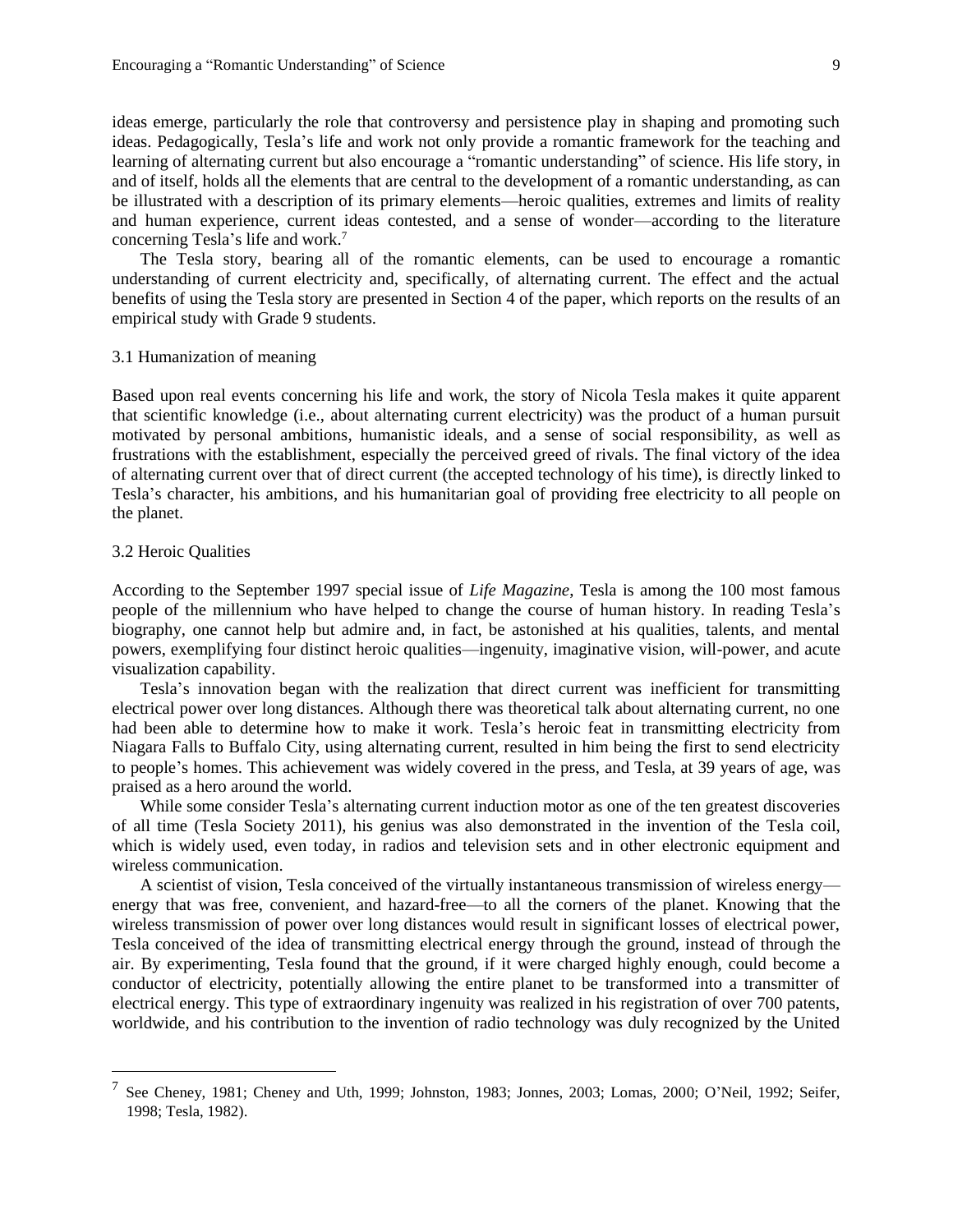ideas emerge, particularly the role that controversy and persistence play in shaping and promoting such ideas. Pedagogically, Tesla's life and work not only provide a romantic framework for the teaching and learning of alternating current but also encourage a "romantic understanding" of science. His life story, in and of itself, holds all the elements that are central to the development of a romantic understanding, as can be illustrated with a description of its primary elements—heroic qualities, extremes and limits of reality and human experience, current ideas contested, and a sense of wonder—according to the literature concerning Tesla's life and work.[7]

The Tesla story, bearing all of the romantic elements, can be used to encourage a romantic understanding of current electricity and, specifically, of alternating current. The effect and the actual benefits of using the Tesla story are presented in Section 4 of the paper, which reports on the results of an empirical study with Grade 9 students.

### 3.1 Humanization of meaning

Based upon real events concerning his life and work, the story of Nicola Tesla makes it quite apparent that scientific knowledge (i.e., about alternating current electricity) was the product of a human pursuit motivated by personal ambitions, humanistic ideals, and a sense of social responsibility, as well as frustrations with the establishment, especially the perceived greed of rivals. The final victory of the idea of alternating current over that of direct current (the accepted technology of his time), is directly linked to Tesla's character, his ambitions, and his humanitarian goal of providing free electricity to all people on the planet.

### 3.2 Heroic Qualities

According to the September 1997 special issue of *Life Magazine*, Tesla is among the 100 most famous people of the millennium who have helped to change the course of human history. In reading Tesla's biography, one cannot help but admire and, in fact, be astonished at his qualities, talents, and mental powers, exemplifying four distinct heroic qualities—ingenuity, imaginative vision, will-power, and acute visualization capability.

Tesla's innovation began with the realization that direct current was inefficient for transmitting electrical power over long distances. Although there was theoretical talk about alternating current, no one had been able to determine how to make it work. Tesla's heroic feat in transmitting electricity from Niagara Falls to Buffalo City, using alternating current, resulted in him being the first to send electricity to people's homes. This achievement was widely covered in the press, and Tesla, at 39 years of age, was praised as a hero around the world.

While some consider Tesla's alternating current induction motor as one of the ten greatest discoveries of all time (Tesla Society 2011), his genius was also demonstrated in the invention of the Tesla coil, which is widely used, even today, in radios and television sets and in other electronic equipment and wireless communication.

A scientist of vision, Tesla conceived of the virtually instantaneous transmission of wireless energy—energy that was free, convenient, and hazard-free—to all the corners of the planet. Knowing that the wireless transmission of power over long distances would result in significant losses of electrical power, Tesla conceived of the idea of transmitting electrical energy through the ground, instead of through the air. By experimenting, Tesla found that the ground, if it were charged highly enough, could become a conductor of electricity, potentially allowing the entire planet to be transformed into a transmitter of electrical energy. This type of extraordinary ingenuity was realized in his registration of over 700 patents, worldwide, and his contribution to the invention of radio technology was duly recognized by the United

---

[7] See Cheney, 1981; Cheney and Uth, 1999; Johnston, 1983; Jonnes, 2003; Lomas, 2000; O'Neil, 1992; Seifer, 1998; Tesla, 1982).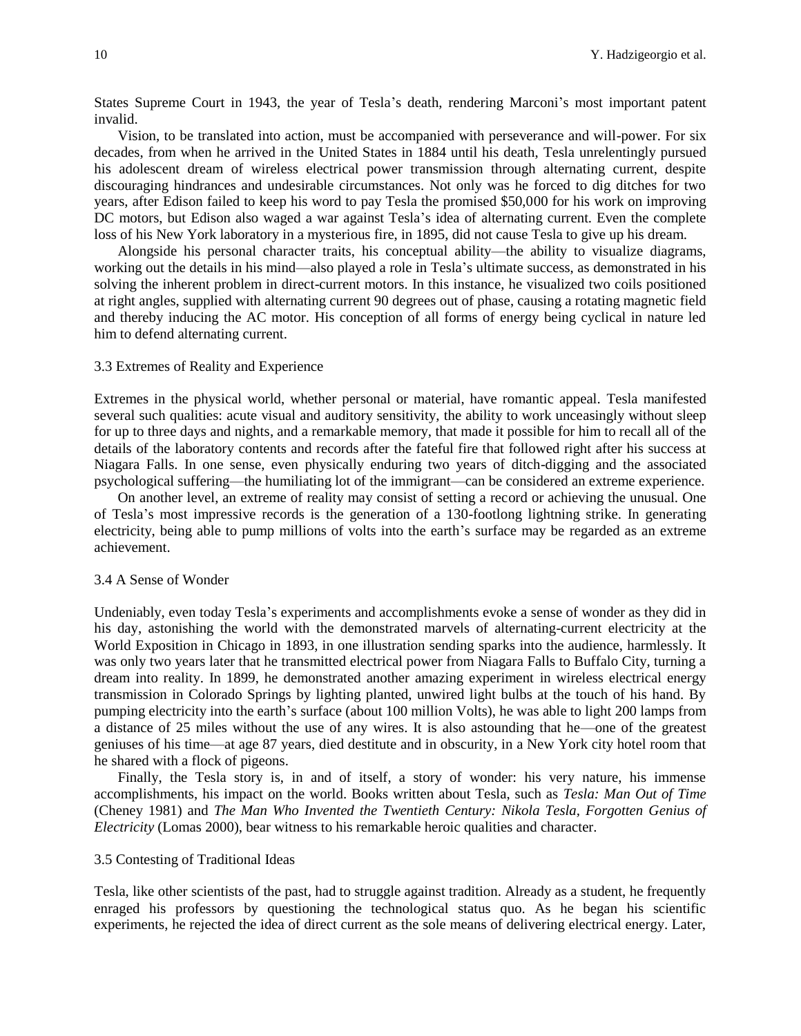States Supreme Court in 1943, the year of Tesla's death, rendering Marconi's most important patent invalid.

Vision, to be translated into action, must be accompanied with perseverance and will-power. For six decades, from when he arrived in the United States in 1884 until his death, Tesla unrelentingly pursued his adolescent dream of wireless electrical power transmission through alternating current, despite discouraging hindrances and undesirable circumstances. Not only was he forced to dig ditches for two years, after Edison failed to keep his word to pay Tesla the promised $50,000 for his work on improving DC motors, but Edison also waged a war against Tesla's idea of alternating current. Even the complete loss of his New York laboratory in a mysterious fire, in 1895, did not cause Tesla to give up his dream.

Alongside his personal character traits, his conceptual ability—the ability to visualize diagrams, working out the details in his mind—also played a role in Tesla's ultimate success, as demonstrated in his solving the inherent problem in direct-current motors. In this instance, he visualized two coils positioned at right angles, supplied with alternating current 90 degrees out of phase, causing a rotating magnetic field and thereby inducing the AC motor. His conception of all forms of energy being cyclical in nature led him to defend alternating current.

### 3.3 Extremes of Reality and Experience

Extremes in the physical world, whether personal or material, have romantic appeal. Tesla manifested several such qualities: acute visual and auditory sensitivity, the ability to work unceasingly without sleep for up to three days and nights, and a remarkable memory, that made it possible for him to recall all of the details of the laboratory contents and records after the fateful fire that followed right after his success at Niagara Falls. In one sense, even physically enduring two years of ditch-digging and the associated psychological suffering—the humiliating lot of the immigrant—can be considered an extreme experience.

On another level, an extreme of reality may consist of setting a record or achieving the unusual. One of Tesla's most impressive records is the generation of a 130-footlong lightning strike. In generating electricity, being able to pump millions of volts into the earth's surface may be regarded as an extreme achievement.

### 3.4 A Sense of Wonder

Undeniably, even today Tesla's experiments and accomplishments evoke a sense of wonder as they did in his day, astonishing the world with the demonstrated marvels of alternating-current electricity at the World Exposition in Chicago in 1893, in one illustration sending sparks into the audience, harmlessly. It was only two years later that he transmitted electrical power from Niagara Falls to Buffalo City, turning a dream into reality. In 1899, he demonstrated another amazing experiment in wireless electrical energy transmission in Colorado Springs by lighting planted, unwired light bulbs at the touch of his hand. By pumping electricity into the earth's surface (about 100 million Volts), he was able to light 200 lamps from a distance of 25 miles without the use of any wires. It is also astounding that he—one of the greatest geniuses of his time—at age 87 years, died destitute and in obscurity, in a New York city hotel room that he shared with a flock of pigeons.

Finally, the Tesla story is, in and of itself, a story of wonder: his very nature, his immense accomplishments, his impact on the world. Books written about Tesla, such as *Tesla: Man Out of Time* (Cheney 1981) and *The Man Who Invented the Twentieth Century: Nikola Tesla, Forgotten Genius of Electricity* (Lomas 2000), bear witness to his remarkable heroic qualities and character.

### 3.5 Contesting of Traditional Ideas

Tesla, like other scientists of the past, had to struggle against tradition. Already as a student, he frequently enraged his professors by questioning the technological status quo. As he began his scientific experiments, he rejected the idea of direct current as the sole means of delivering electrical energy. Later,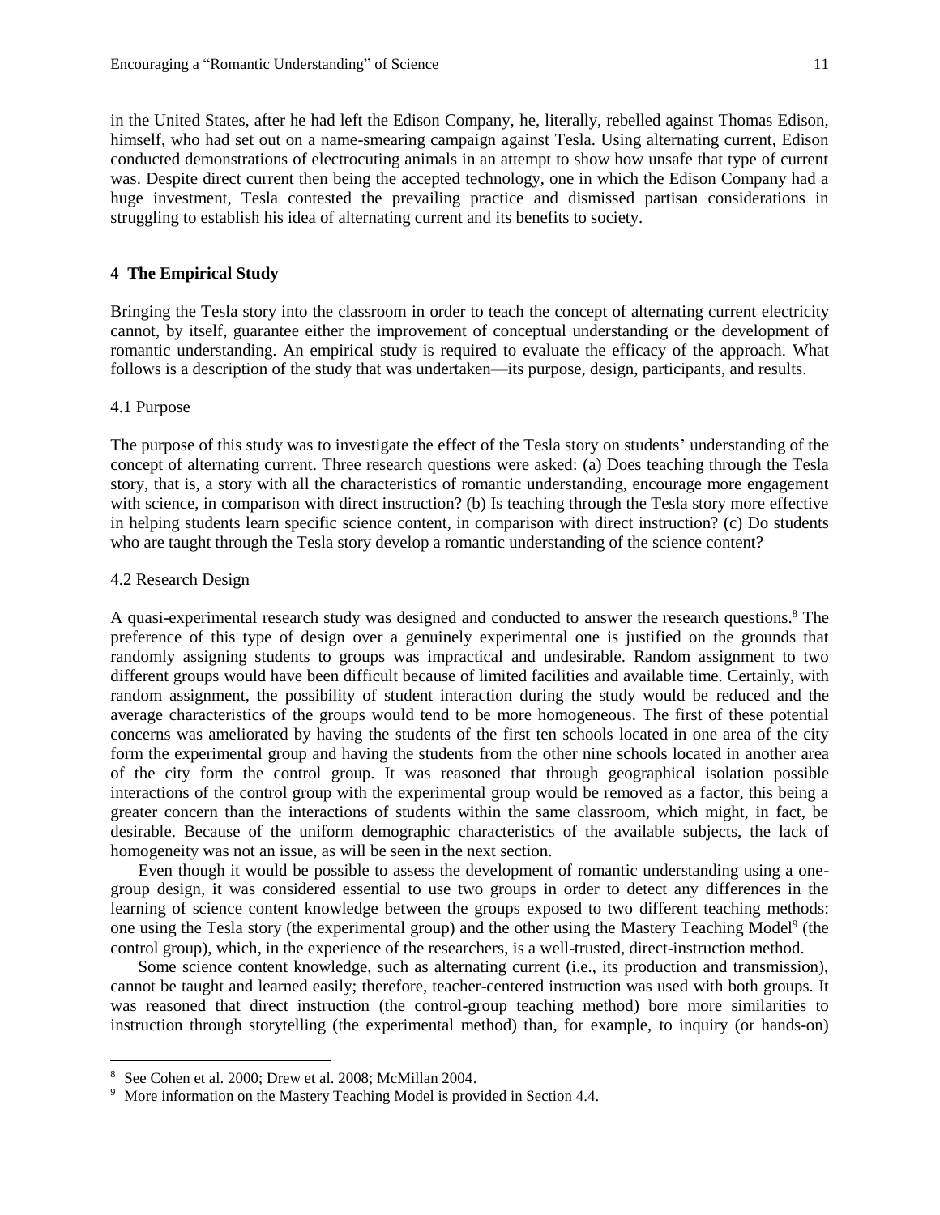in the United States, after he had left the Edison Company, he, literally, rebelled against Thomas Edison, himself, who had set out on a name-smearing campaign against Tesla. Using alternating current, Edison conducted demonstrations of electrocuting animals in an attempt to show how unsafe that type of current was. Despite direct current then being the accepted technology, one in which the Edison Company had a huge investment, Tesla contested the prevailing practice and dismissed partisan considerations in struggling to establish his idea of alternating current and its benefits to society.

## 4 The Empirical Study

Bringing the Tesla story into the classroom in order to teach the concept of alternating current electricity cannot, by itself, guarantee either the improvement of conceptual understanding or the development of romantic understanding. An empirical study is required to evaluate the efficacy of the approach. What follows is a description of the study that was undertaken—its purpose, design, participants, and results.

### 4.1 Purpose

The purpose of this study was to investigate the effect of the Tesla story on students' understanding of the concept of alternating current. Three research questions were asked: (a) Does teaching through the Tesla story, that is, a story with all the characteristics of romantic understanding, encourage more engagement with science, in comparison with direct instruction? (b) Is teaching through the Tesla story more effective in helping students learn specific science content, in comparison with direct instruction? (c) Do students who are taught through the Tesla story develop a romantic understanding of the science content?

### 4.2 Research Design

A quasi-experimental research study was designed and conducted to answer the research questions.[8] The preference of this type of design over a genuinely experimental one is justified on the grounds that randomly assigning students to groups was impractical and undesirable. Random assignment to two different groups would have been difficult because of limited facilities and available time. Certainly, with random assignment, the possibility of student interaction during the study would be reduced and the average characteristics of the groups would tend to be more homogeneous. The first of these potential concerns was ameliorated by having the students of the first ten schools located in one area of the city form the experimental group and having the students from the other nine schools located in another area of the city form the control group. It was reasoned that through geographical isolation possible interactions of the control group with the experimental group would be removed as a factor, this being a greater concern than the interactions of students within the same classroom, which might, in fact, be desirable. Because of the uniform demographic characteristics of the available subjects, the lack of homogeneity was not an issue, as will be seen in the next section.

Even though it would be possible to assess the development of romantic understanding using a one-group design, it was considered essential to use two groups in order to detect any differences in the learning of science content knowledge between the groups exposed to two different teaching methods: one using the Tesla story (the experimental group) and the other using the Mastery Teaching Model[9] (the control group), which, in the experience of the researchers, is a well-trusted, direct-instruction method.

Some science content knowledge, such as alternating current (i.e., its production and transmission), cannot be taught and learned easily; therefore, teacher-centered instruction was used with both groups. It was reasoned that direct instruction (the control-group teaching method) bore more similarities to instruction through storytelling (the experimental method) than, for example, to inquiry (or hands-on)

---

[8] See Cohen et al. 2000; Drew et al. 2008; McMillan 2004.

[9] More information on the Mastery Teaching Model is provided in Section 4.4.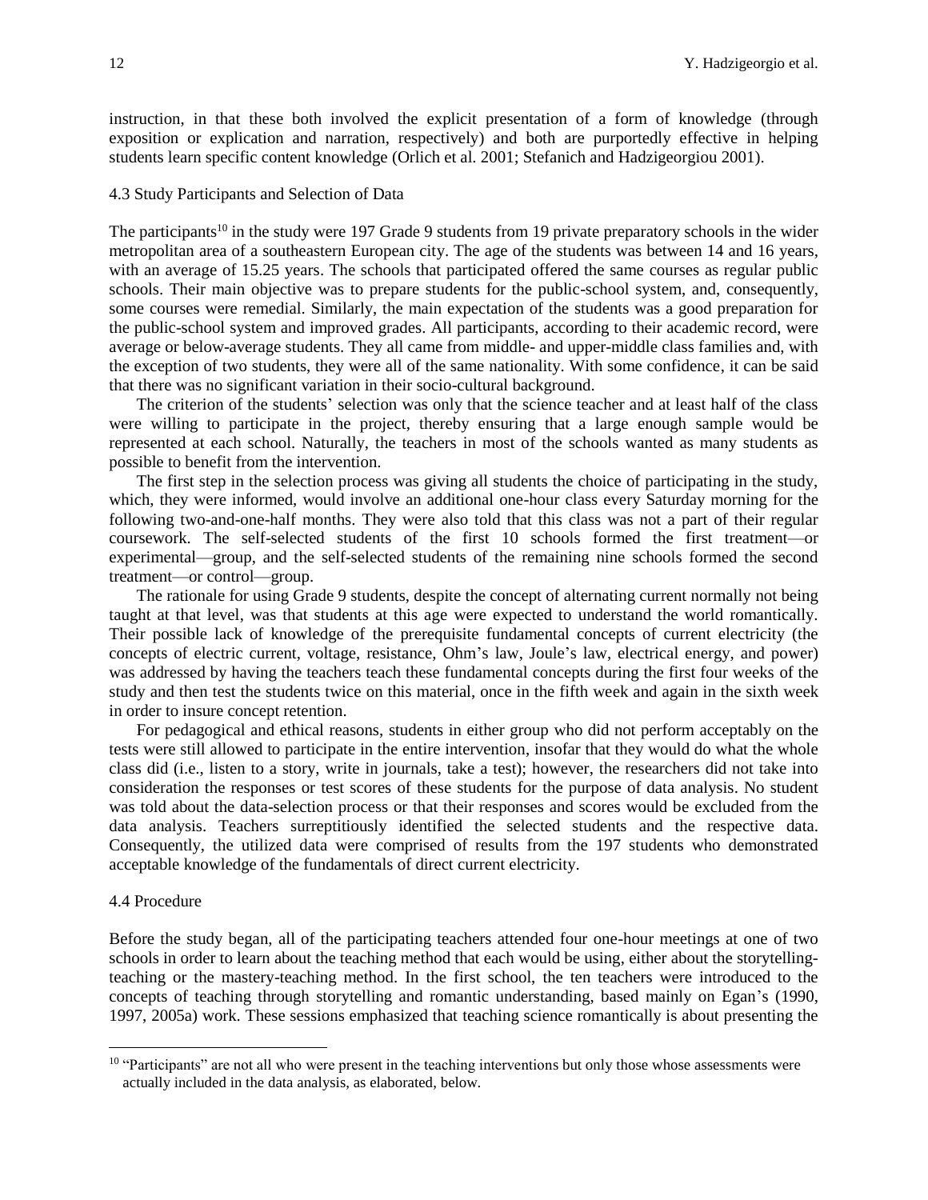instruction, in that these both involved the explicit presentation of a form of knowledge (through exposition or explication and narration, respectively) and both are purportedly effective in helping students learn specific content knowledge (Orlich et al. 2001; Stefanich and Hadzigeorgiou 2001).

### 4.3 Study Participants and Selection of Data

The participants[10] in the study were 197 Grade 9 students from 19 private preparatory schools in the wider metropolitan area of a southeastern European city. The age of the students was between 14 and 16 years, with an average of 15.25 years. The schools that participated offered the same courses as regular public schools. Their main objective was to prepare students for the public-school system, and, consequently, some courses were remedial. Similarly, the main expectation of the students was a good preparation for the public-school system and improved grades. All participants, according to their academic record, were average or below-average students. They all came from middle- and upper-middle class families and, with the exception of two students, they were all of the same nationality. With some confidence, it can be said that there was no significant variation in their socio-cultural background.

The criterion of the students' selection was only that the science teacher and at least half of the class were willing to participate in the project, thereby ensuring that a large enough sample would be represented at each school. Naturally, the teachers in most of the schools wanted as many students as possible to benefit from the intervention.

The first step in the selection process was giving all students the choice of participating in the study, which, they were informed, would involve an additional one-hour class every Saturday morning for the following two-and-one-half months. They were also told that this class was not a part of their regular coursework. The self-selected students of the first 10 schools formed the first treatment—or experimental—group, and the self-selected students of the remaining nine schools formed the second treatment—or control—group.

The rationale for using Grade 9 students, despite the concept of alternating current normally not being taught at that level, was that students at this age were expected to understand the world romantically. Their possible lack of knowledge of the prerequisite fundamental concepts of current electricity (the concepts of electric current, voltage, resistance, Ohm's law, Joule's law, electrical energy, and power) was addressed by having the teachers teach these fundamental concepts during the first four weeks of the study and then test the students twice on this material, once in the fifth week and again in the sixth week in order to insure concept retention.

For pedagogical and ethical reasons, students in either group who did not perform acceptably on the tests were still allowed to participate in the entire intervention, insofar that they would do what the whole class did (i.e., listen to a story, write in journals, take a test); however, the researchers did not take into consideration the responses or test scores of these students for the purpose of data analysis. No student was told about the data-selection process or that their responses and scores would be excluded from the data analysis. Teachers surreptitiously identified the selected students and the respective data. Consequently, the utilized data were comprised of results from the 197 students who demonstrated acceptable knowledge of the fundamentals of direct current electricity.

### 4.4 Procedure

Before the study began, all of the participating teachers attended four one-hour meetings at one of two schools in order to learn about the teaching method that each would be using, either about the storytelling-teaching or the mastery-teaching method. In the first school, the ten teachers were introduced to the concepts of teaching through storytelling and romantic understanding, based mainly on Egan's (1990, 1997, 2005a) work. These sessions emphasized that teaching science romantically is about presenting the

---

[10] "Participants" are not all who were present in the teaching interventions but only those whose assessments were actually included in the data analysis, as elaborated, below.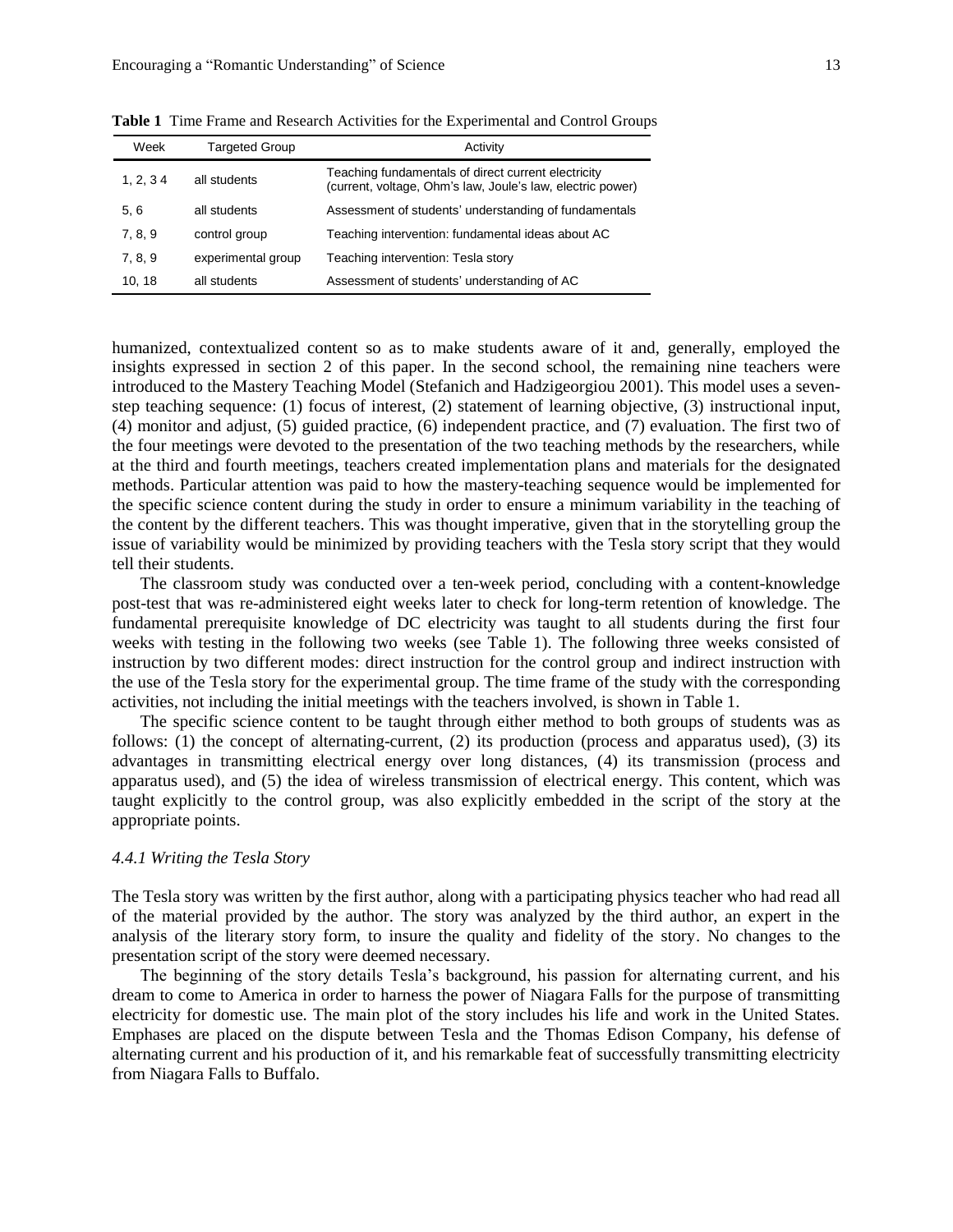**Table 1** Time Frame and Research Activities for the Experimental and Control Groups

| Week | Targeted Group | Activity |
|---|---|---|
| 1, 2, 3 4 | all students | Teaching fundamentals of direct current electricity (current, voltage, Ohm's law, Joule's law, electric power) |
| 5, 6 | all students | Assessment of students' understanding of fundamentals |
| 7, 8, 9 | control group | Teaching intervention: fundamental ideas about AC |
| 7, 8, 9 | experimental group | Teaching intervention: Tesla story |
| 10, 18 | all students | Assessment of students' understanding of AC |

humanized, contextualized content so as to make students aware of it and, generally, employed the insights expressed in section 2 of this paper. In the second school, the remaining nine teachers were introduced to the Mastery Teaching Model (Stefanich and Hadzigeorgiou 2001). This model uses a seven-step teaching sequence: (1) focus of interest, (2) statement of learning objective, (3) instructional input, (4) monitor and adjust, (5) guided practice, (6) independent practice, and (7) evaluation. The first two of the four meetings were devoted to the presentation of the two teaching methods by the researchers, while at the third and fourth meetings, teachers created implementation plans and materials for the designated methods. Particular attention was paid to how the mastery-teaching sequence would be implemented for the specific science content during the study in order to ensure a minimum variability in the teaching of the content by the different teachers. This was thought imperative, given that in the storytelling group the issue of variability would be minimized by providing teachers with the Tesla story script that they would tell their students.

The classroom study was conducted over a ten-week period, concluding with a content-knowledge post-test that was re-administered eight weeks later to check for long-term retention of knowledge. The fundamental prerequisite knowledge of DC electricity was taught to all students during the first four weeks with testing in the following two weeks (see Table 1). The following three weeks consisted of instruction by two different modes: direct instruction for the control group and indirect instruction with the use of the Tesla story for the experimental group. The time frame of the study with the corresponding activities, not including the initial meetings with the teachers involved, is shown in Table 1.

The specific science content to be taught through either method to both groups of students was as follows: (1) the concept of alternating-current, (2) its production (process and apparatus used), (3) its advantages in transmitting electrical energy over long distances, (4) its transmission (process and apparatus used), and (5) the idea of wireless transmission of electrical energy. This content, which was taught explicitly to the control group, was also explicitly embedded in the script of the story at the appropriate points.

#### *4.4.1 Writing the Tesla Story*

The Tesla story was written by the first author, along with a participating physics teacher who had read all of the material provided by the author. The story was analyzed by the third author, an expert in the analysis of the literary story form, to insure the quality and fidelity of the story. No changes to the presentation script of the story were deemed necessary.

The beginning of the story details Tesla's background, his passion for alternating current, and his dream to come to America in order to harness the power of Niagara Falls for the purpose of transmitting electricity for domestic use. The main plot of the story includes his life and work in the United States. Emphases are placed on the dispute between Tesla and the Thomas Edison Company, his defense of alternating current and his production of it, and his remarkable feat of successfully transmitting electricity from Niagara Falls to Buffalo.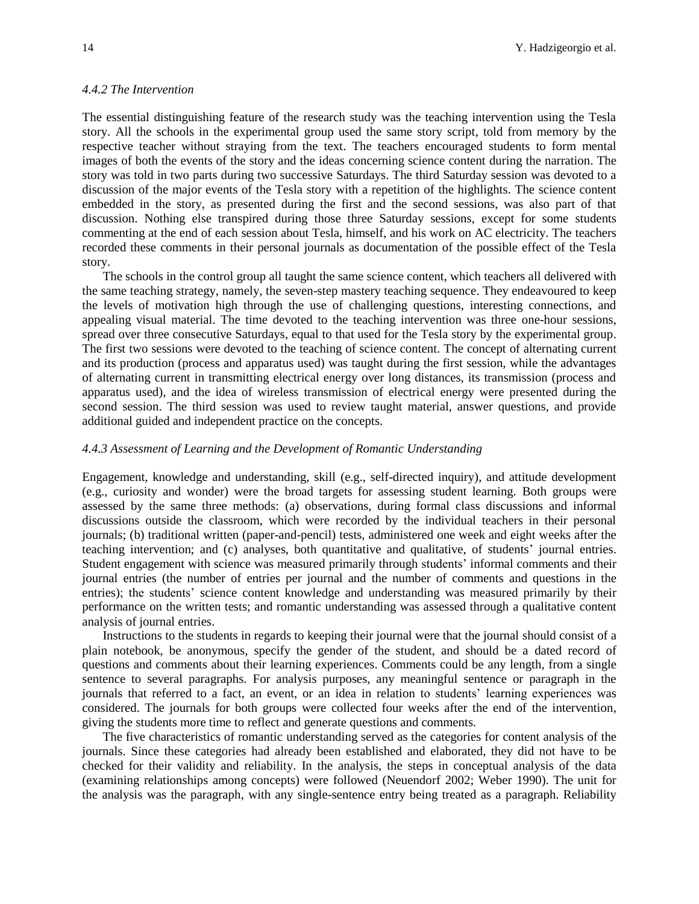*4.4.2 The Intervention*

The essential distinguishing feature of the research study was the teaching intervention using the Tesla story. All the schools in the experimental group used the same story script, told from memory by the respective teacher without straying from the text. The teachers encouraged students to form mental images of both the events of the story and the ideas concerning science content during the narration. The story was told in two parts during two successive Saturdays. The third Saturday session was devoted to a discussion of the major events of the Tesla story with a repetition of the highlights. The science content embedded in the story, as presented during the first and the second sessions, was also part of that discussion. Nothing else transpired during those three Saturday sessions, except for some students commenting at the end of each session about Tesla, himself, and his work on AC electricity. The teachers recorded these comments in their personal journals as documentation of the possible effect of the Tesla story.

The schools in the control group all taught the same science content, which teachers all delivered with the same teaching strategy, namely, the seven-step mastery teaching sequence. They endeavoured to keep the levels of motivation high through the use of challenging questions, interesting connections, and appealing visual material. The time devoted to the teaching intervention was three one-hour sessions, spread over three consecutive Saturdays, equal to that used for the Tesla story by the experimental group. The first two sessions were devoted to the teaching of science content. The concept of alternating current and its production (process and apparatus used) was taught during the first session, while the advantages of alternating current in transmitting electrical energy over long distances, its transmission (process and apparatus used), and the idea of wireless transmission of electrical energy were presented during the second session. The third session was used to review taught material, answer questions, and provide additional guided and independent practice on the concepts.

*4.4.3 Assessment of Learning and the Development of Romantic Understanding*

Engagement, knowledge and understanding, skill (e.g., self-directed inquiry), and attitude development (e.g., curiosity and wonder) were the broad targets for assessing student learning. Both groups were assessed by the same three methods: (a) observations, during formal class discussions and informal discussions outside the classroom, which were recorded by the individual teachers in their personal journals; (b) traditional written (paper-and-pencil) tests, administered one week and eight weeks after the teaching intervention; and (c) analyses, both quantitative and qualitative, of students' journal entries. Student engagement with science was measured primarily through students' informal comments and their journal entries (the number of entries per journal and the number of comments and questions in the entries); the students' science content knowledge and understanding was measured primarily by their performance on the written tests; and romantic understanding was assessed through a qualitative content analysis of journal entries.

Instructions to the students in regards to keeping their journal were that the journal should consist of a plain notebook, be anonymous, specify the gender of the student, and should be a dated record of questions and comments about their learning experiences. Comments could be any length, from a single sentence to several paragraphs. For analysis purposes, any meaningful sentence or paragraph in the journals that referred to a fact, an event, or an idea in relation to students' learning experiences was considered. The journals for both groups were collected four weeks after the end of the intervention, giving the students more time to reflect and generate questions and comments.

The five characteristics of romantic understanding served as the categories for content analysis of the journals. Since these categories had already been established and elaborated, they did not have to be checked for their validity and reliability. In the analysis, the steps in conceptual analysis of the data (examining relationships among concepts) were followed (Neuendorf 2002; Weber 1990). The unit for the analysis was the paragraph, with any single-sentence entry being treated as a paragraph. Reliability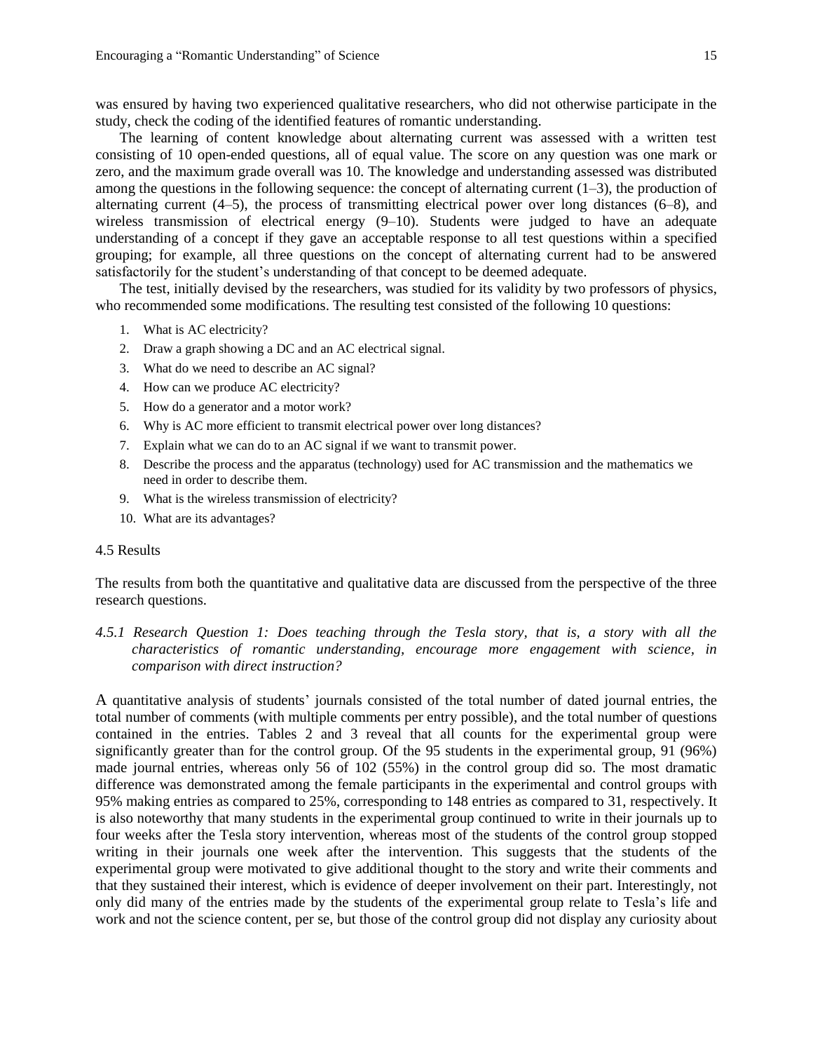was ensured by having two experienced qualitative researchers, who did not otherwise participate in the study, check the coding of the identified features of romantic understanding.

The learning of content knowledge about alternating current was assessed with a written test consisting of 10 open-ended questions, all of equal value. The score on any question was one mark or zero, and the maximum grade overall was 10. The knowledge and understanding assessed was distributed among the questions in the following sequence: the concept of alternating current (1–3), the production of alternating current (4–5), the process of transmitting electrical power over long distances (6–8), and wireless transmission of electrical energy (9–10). Students were judged to have an adequate understanding of a concept if they gave an acceptable response to all test questions within a specified grouping; for example, all three questions on the concept of alternating current had to be answered satisfactorily for the student's understanding of that concept to be deemed adequate.

The test, initially devised by the researchers, was studied for its validity by two professors of physics, who recommended some modifications. The resulting test consisted of the following 10 questions:

1. What is AC electricity?
2. Draw a graph showing a DC and an AC electrical signal.
3. What do we need to describe an AC signal?
4. How can we produce AC electricity?
5. How do a generator and a motor work?
6. Why is AC more efficient to transmit electrical power over long distances?
7. Explain what we can do to an AC signal if we want to transmit power.
8. Describe the process and the apparatus (technology) used for AC transmission and the mathematics we need in order to describe them.
9. What is the wireless transmission of electricity?
10. What are its advantages?

### 4.5 Results

The results from both the quantitative and qualitative data are discussed from the perspective of the three research questions.

#### *4.5.1 Research Question 1: Does teaching through the Tesla story, that is, a story with all the characteristics of romantic understanding, encourage more engagement with science, in comparison with direct instruction?*

A quantitative analysis of students' journals consisted of the total number of dated journal entries, the total number of comments (with multiple comments per entry possible), and the total number of questions contained in the entries. Tables 2 and 3 reveal that all counts for the experimental group were significantly greater than for the control group. Of the 95 students in the experimental group, 91 (96%) made journal entries, whereas only 56 of 102 (55%) in the control group did so. The most dramatic difference was demonstrated among the female participants in the experimental and control groups with 95% making entries as compared to 25%, corresponding to 148 entries as compared to 31, respectively. It is also noteworthy that many students in the experimental group continued to write in their journals up to four weeks after the Tesla story intervention, whereas most of the students of the control group stopped writing in their journals one week after the intervention. This suggests that the students of the experimental group were motivated to give additional thought to the story and write their comments and that they sustained their interest, which is evidence of deeper involvement on their part. Interestingly, not only did many of the entries made by the students of the experimental group relate to Tesla's life and work and not the science content, per se, but those of the control group did not display any curiosity about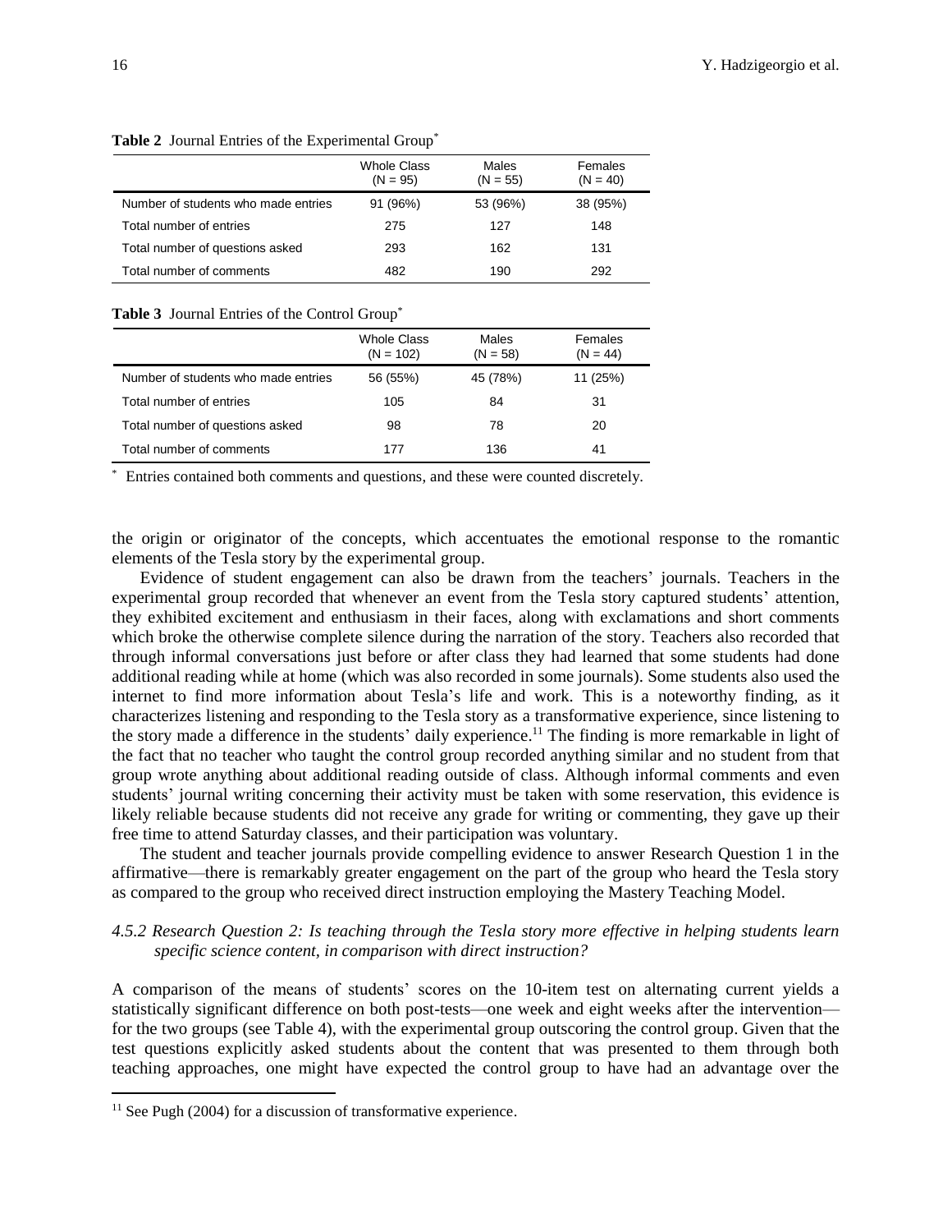**Table 2** Journal Entries of the Experimental Group*

| | Whole Class (N = 95) | Males (N = 55) | Females (N = 40) |
|---|---|---|---|
| Number of students who made entries | 91 (96%) | 53 (96%) | 38 (95%) |
| Total number of entries | 275 | 127 | 148 |
| Total number of questions asked | 293 | 162 | 131 |
| Total number of comments | 482 | 190 | 292 |

**Table 3** Journal Entries of the Control Group*

| | Whole Class (N = 102) | Males (N = 58) | Females (N = 44) |
|---|---|---|---|
| Number of students who made entries | 56 (55%) | 45 (78%) | 11 (25%) |
| Total number of entries | 105 | 84 | 31 |
| Total number of questions asked | 98 | 78 | 20 |
| Total number of comments | 177 | 136 | 41 |

* Entries contained both comments and questions, and these were counted discretely.

the origin or originator of the concepts, which accentuates the emotional response to the romantic elements of the Tesla story by the experimental group.

Evidence of student engagement can also be drawn from the teachers' journals. Teachers in the experimental group recorded that whenever an event from the Tesla story captured students' attention, they exhibited excitement and enthusiasm in their faces, along with exclamations and short comments which broke the otherwise complete silence during the narration of the story. Teachers also recorded that through informal conversations just before or after class they had learned that some students had done additional reading while at home (which was also recorded in some journals). Some students also used the internet to find more information about Tesla's life and work. This is a noteworthy finding, as it characterizes listening and responding to the Tesla story as a transformative experience, since listening to the story made a difference in the students' daily experience.[11] The finding is more remarkable in light of the fact that no teacher who taught the control group recorded anything similar and no student from that group wrote anything about additional reading outside of class. Although informal comments and even students' journal writing concerning their activity must be taken with some reservation, this evidence is likely reliable because students did not receive any grade for writing or commenting, they gave up their free time to attend Saturday classes, and their participation was voluntary.

The student and teacher journals provide compelling evidence to answer Research Question 1 in the affirmative—there is remarkably greater engagement on the part of the group who heard the Tesla story as compared to the group who received direct instruction employing the Mastery Teaching Model.

#### *4.5.2 Research Question 2: Is teaching through the Tesla story more effective in helping students learn specific science content, in comparison with direct instruction?*

A comparison of the means of students' scores on the 10-item test on alternating current yields a statistically significant difference on both post-tests—one week and eight weeks after the intervention—for the two groups (see Table 4), with the experimental group outscoring the control group. Given that the test questions explicitly asked students about the content that was presented to them through both teaching approaches, one might have expected the control group to have had an advantage over the

[11] See Pugh (2004) for a discussion of transformative experience.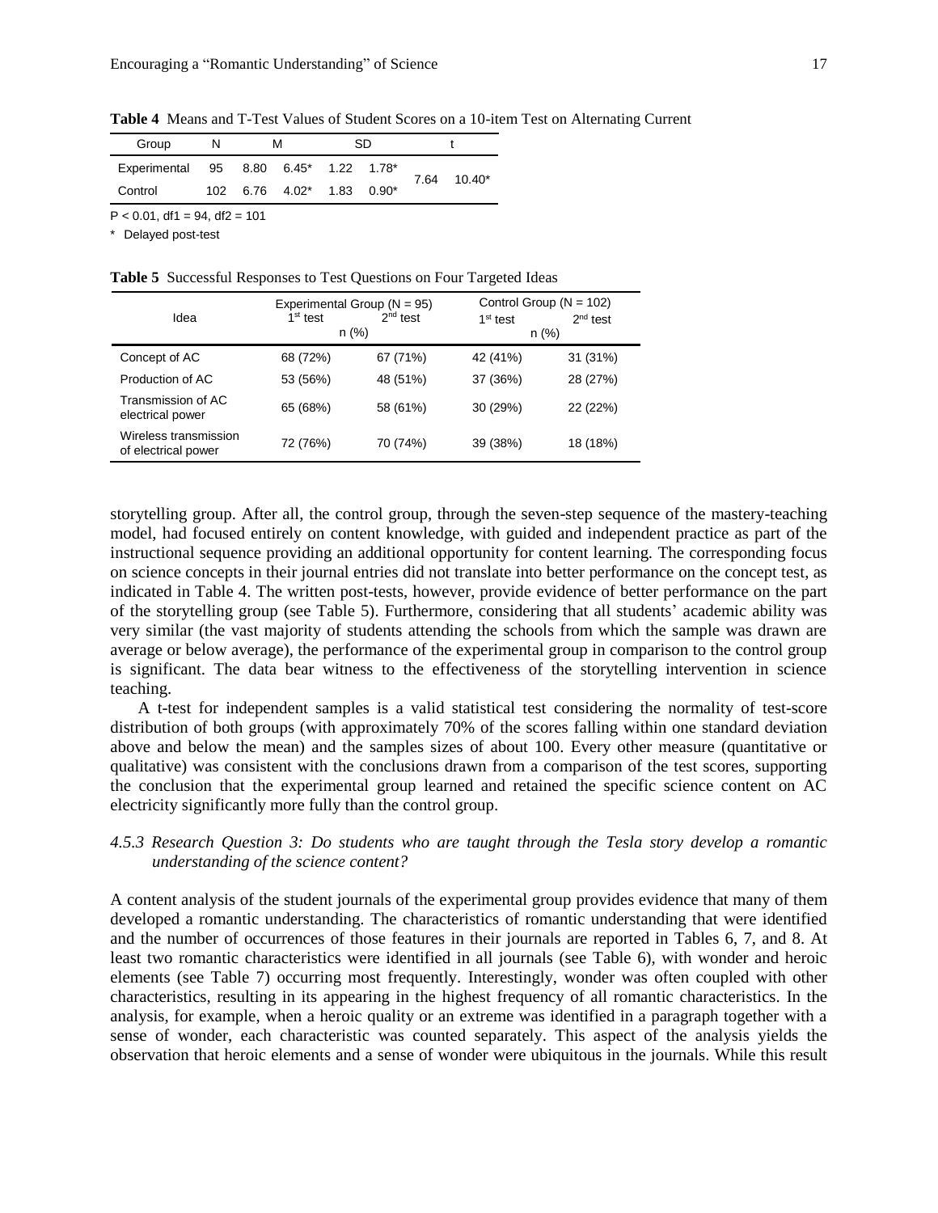**Table 4** Means and T-Test Values of Student Scores on a 10-item Test on Alternating Current

| Group | N | M | | SD | | t | |
|---|---|---|---|---|---|---|---|
| Experimental | 95 | 8.80 | 6.45* | 1.22 | 1.78* | 7.64 | 10.40* |
| Control | 102 | 6.76 | 4.02* | 1.83 | 0.90* | | |

$P < 0.01$, df1 = 94, df2 = 101

\* Delayed post-test

**Table 5** Successful Responses to Test Questions on Four Targeted Ideas

| Idea | Experimental Group (N = 95) | | Control Group (N = 102) | |
|---|---|---|---|---|
| | 1st test | 2nd test | 1st test | 2nd test |
| | n (%) | | n (%) | |
| Concept of AC | 68 (72%) | 67 (71%) | 42 (41%) | 31 (31%) |
| Production of AC | 53 (56%) | 48 (51%) | 37 (36%) | 28 (27%) |
| Transmission of AC electrical power | 65 (68%) | 58 (61%) | 30 (29%) | 22 (22%) |
| Wireless transmission of electrical power | 72 (76%) | 70 (74%) | 39 (38%) | 18 (18%) |

storytelling group. After all, the control group, through the seven-step sequence of the mastery-teaching model, had focused entirely on content knowledge, with guided and independent practice as part of the instructional sequence providing an additional opportunity for content learning. The corresponding focus on science concepts in their journal entries did not translate into better performance on the concept test, as indicated in Table 4. The written post-tests, however, provide evidence of better performance on the part of the storytelling group (see Table 5). Furthermore, considering that all students' academic ability was very similar (the vast majority of students attending the schools from which the sample was drawn are average or below average), the performance of the experimental group in comparison to the control group is significant. The data bear witness to the effectiveness of the storytelling intervention in science teaching.

A t-test for independent samples is a valid statistical test considering the normality of test-score distribution of both groups (with approximately 70% of the scores falling within one standard deviation above and below the mean) and the samples sizes of about 100. Every other measure (quantitative or qualitative) was consistent with the conclusions drawn from a comparison of the test scores, supporting the conclusion that the experimental group learned and retained the specific science content on AC electricity significantly more fully than the control group.

#### *4.5.3 Research Question 3: Do students who are taught through the Tesla story develop a romantic understanding of the science content?*

A content analysis of the student journals of the experimental group provides evidence that many of them developed a romantic understanding. The characteristics of romantic understanding that were identified and the number of occurrences of those features in their journals are reported in Tables 6, 7, and 8. At least two romantic characteristics were identified in all journals (see Table 6), with wonder and heroic elements (see Table 7) occurring most frequently. Interestingly, wonder was often coupled with other characteristics, resulting in its appearing in the highest frequency of all romantic characteristics. In the analysis, for example, when a heroic quality or an extreme was identified in a paragraph together with a sense of wonder, each characteristic was counted separately. This aspect of the analysis yields the observation that heroic elements and a sense of wonder were ubiquitous in the journals. While this result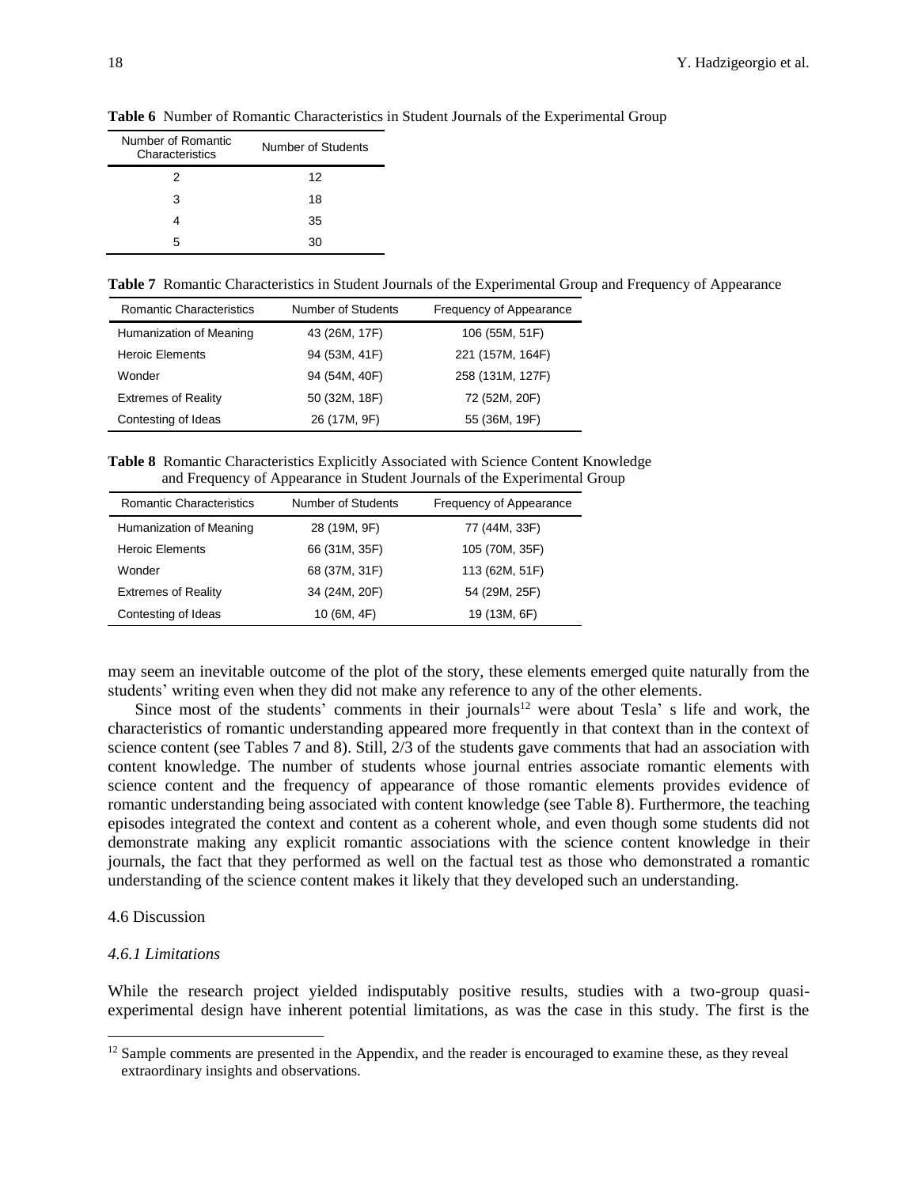**Table 6** Number of Romantic Characteristics in Student Journals of the Experimental Group

| Number of Romantic Characteristics | Number of Students |
|---|---|
| 2 | 12 |
| 3 | 18 |
| 4 | 35 |
| 5 | 30 |

**Table 7** Romantic Characteristics in Student Journals of the Experimental Group and Frequency of Appearance

| Romantic Characteristics | Number of Students | Frequency of Appearance |
|---|---|---|
| Humanization of Meaning | 43 (26M, 17F) | 106 (55M, 51F) |
| Heroic Elements | 94 (53M, 41F) | 221 (157M, 164F) |
| Wonder | 94 (54M, 40F) | 258 (131M, 127F) |
| Extremes of Reality | 50 (32M, 18F) | 72 (52M, 20F) |
| Contesting of Ideas | 26 (17M, 9F) | 55 (36M, 19F) |

**Table 8** Romantic Characteristics Explicitly Associated with Science Content Knowledge and Frequency of Appearance in Student Journals of the Experimental Group

| Romantic Characteristics | Number of Students | Frequency of Appearance |
|---|---|---|
| Humanization of Meaning | 28 (19M, 9F) | 77 (44M, 33F) |
| Heroic Elements | 66 (31M, 35F) | 105 (70M, 35F) |
| Wonder | 68 (37M, 31F) | 113 (62M, 51F) |
| Extremes of Reality | 34 (24M, 20F) | 54 (29M, 25F) |
| Contesting of Ideas | 10 (6M, 4F) | 19 (13M, 6F) |

may seem an inevitable outcome of the plot of the story, these elements emerged quite naturally from the students' writing even when they did not make any reference to any of the other elements.

Since most of the students' comments in their journals[12] were about Tesla' s life and work, the characteristics of romantic understanding appeared more frequently in that context than in the context of science content (see Tables 7 and 8). Still, 2/3 of the students gave comments that had an association with content knowledge. The number of students whose journal entries associate romantic elements with science content and the frequency of appearance of those romantic elements provides evidence of romantic understanding being associated with content knowledge (see Table 8). Furthermore, the teaching episodes integrated the context and content as a coherent whole, and even though some students did not demonstrate making any explicit romantic associations with the science content knowledge in their journals, the fact that they performed as well on the factual test as those who demonstrated a romantic understanding of the science content makes it likely that they developed such an understanding.

### 4.6 Discussion

#### *4.6.1 Limitations*

While the research project yielded indisputably positive results, studies with a two-group quasi-experimental design have inherent potential limitations, as was the case in this study. The first is the

[12] Sample comments are presented in the Appendix, and the reader is encouraged to examine these, as they reveal extraordinary insights and observations.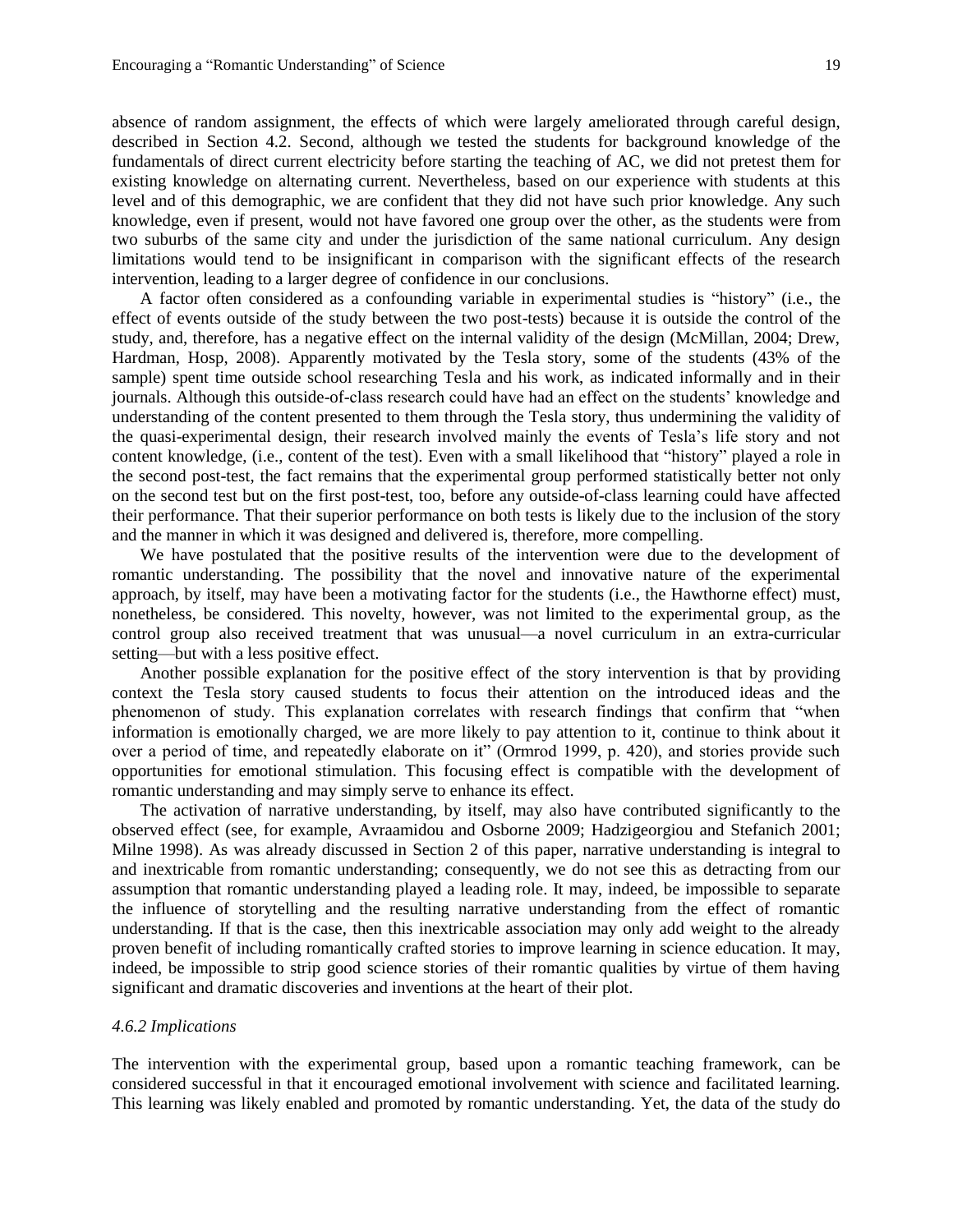absence of random assignment, the effects of which were largely ameliorated through careful design, described in Section 4.2. Second, although we tested the students for background knowledge of the fundamentals of direct current electricity before starting the teaching of AC, we did not pretest them for existing knowledge on alternating current. Nevertheless, based on our experience with students at this level and of this demographic, we are confident that they did not have such prior knowledge. Any such knowledge, even if present, would not have favored one group over the other, as the students were from two suburbs of the same city and under the jurisdiction of the same national curriculum. Any design limitations would tend to be insignificant in comparison with the significant effects of the research intervention, leading to a larger degree of confidence in our conclusions.

A factor often considered as a confounding variable in experimental studies is "history" (i.e., the effect of events outside of the study between the two post-tests) because it is outside the control of the study, and, therefore, has a negative effect on the internal validity of the design (McMillan, 2004; Drew, Hardman, Hosp, 2008). Apparently motivated by the Tesla story, some of the students (43% of the sample) spent time outside school researching Tesla and his work, as indicated informally and in their journals. Although this outside-of-class research could have had an effect on the students' knowledge and understanding of the content presented to them through the Tesla story, thus undermining the validity of the quasi-experimental design, their research involved mainly the events of Tesla's life story and not content knowledge, (i.e., content of the test). Even with a small likelihood that "history" played a role in the second post-test, the fact remains that the experimental group performed statistically better not only on the second test but on the first post-test, too, before any outside-of-class learning could have affected their performance. That their superior performance on both tests is likely due to the inclusion of the story and the manner in which it was designed and delivered is, therefore, more compelling.

We have postulated that the positive results of the intervention were due to the development of romantic understanding. The possibility that the novel and innovative nature of the experimental approach, by itself, may have been a motivating factor for the students (i.e., the Hawthorne effect) must, nonetheless, be considered. This novelty, however, was not limited to the experimental group, as the control group also received treatment that was unusual—a novel curriculum in an extra-curricular setting—but with a less positive effect.

Another possible explanation for the positive effect of the story intervention is that by providing context the Tesla story caused students to focus their attention on the introduced ideas and the phenomenon of study. This explanation correlates with research findings that confirm that "when information is emotionally charged, we are more likely to pay attention to it, continue to think about it over a period of time, and repeatedly elaborate on it" (Ormrod 1999, p. 420), and stories provide such opportunities for emotional stimulation. This focusing effect is compatible with the development of romantic understanding and may simply serve to enhance its effect.

The activation of narrative understanding, by itself, may also have contributed significantly to the observed effect (see, for example, Avraamidou and Osborne 2009; Hadzigeorgiou and Stefanich 2001; Milne 1998). As was already discussed in Section 2 of this paper, narrative understanding is integral to and inextricable from romantic understanding; consequently, we do not see this as detracting from our assumption that romantic understanding played a leading role. It may, indeed, be impossible to separate the influence of storytelling and the resulting narrative understanding from the effect of romantic understanding. If that is the case, then this inextricable association may only add weight to the already proven benefit of including romantically crafted stories to improve learning in science education. It may, indeed, be impossible to strip good science stories of their romantic qualities by virtue of them having significant and dramatic discoveries and inventions at the heart of their plot.

#### *4.6.2 Implications*

The intervention with the experimental group, based upon a romantic teaching framework, can be considered successful in that it encouraged emotional involvement with science and facilitated learning. This learning was likely enabled and promoted by romantic understanding. Yet, the data of the study do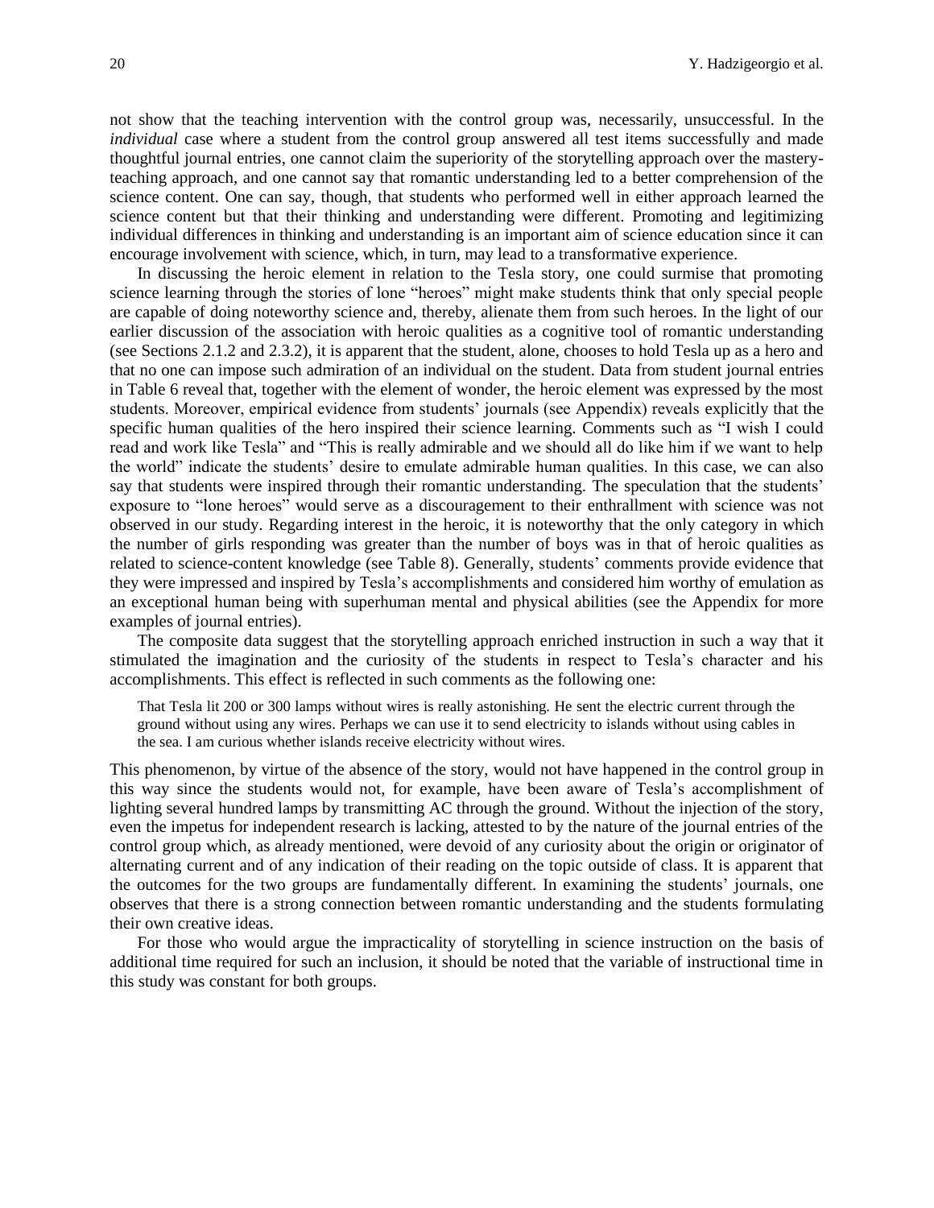not show that the teaching intervention with the control group was, necessarily, unsuccessful. In the *individual* case where a student from the control group answered all test items successfully and made thoughtful journal entries, one cannot claim the superiority of the storytelling approach over the mastery-teaching approach, and one cannot say that romantic understanding led to a better comprehension of the science content. One can say, though, that students who performed well in either approach learned the science content but that their thinking and understanding were different. Promoting and legitimizing individual differences in thinking and understanding is an important aim of science education since it can encourage involvement with science, which, in turn, may lead to a transformative experience.

In discussing the heroic element in relation to the Tesla story, one could surmise that promoting science learning through the stories of lone "heroes" might make students think that only special people are capable of doing noteworthy science and, thereby, alienate them from such heroes. In the light of our earlier discussion of the association with heroic qualities as a cognitive tool of romantic understanding (see Sections 2.1.2 and 2.3.2), it is apparent that the student, alone, chooses to hold Tesla up as a hero and that no one can impose such admiration of an individual on the student. Data from student journal entries in Table 6 reveal that, together with the element of wonder, the heroic element was expressed by the most students. Moreover, empirical evidence from students' journals (see Appendix) reveals explicitly that the specific human qualities of the hero inspired their science learning. Comments such as "I wish I could read and work like Tesla" and "This is really admirable and we should all do like him if we want to help the world" indicate the students' desire to emulate admirable human qualities. In this case, we can also say that students were inspired through their romantic understanding. The speculation that the students' exposure to "lone heroes" would serve as a discouragement to their enthrallment with science was not observed in our study. Regarding interest in the heroic, it is noteworthy that the only category in which the number of girls responding was greater than the number of boys was in that of heroic qualities as related to science-content knowledge (see Table 8). Generally, students' comments provide evidence that they were impressed and inspired by Tesla's accomplishments and considered him worthy of emulation as an exceptional human being with superhuman mental and physical abilities (see the Appendix for more examples of journal entries).

The composite data suggest that the storytelling approach enriched instruction in such a way that it stimulated the imagination and the curiosity of the students in respect to Tesla's character and his accomplishments. This effect is reflected in such comments as the following one:

> That Tesla lit 200 or 300 lamps without wires is really astonishing. He sent the electric current through the ground without using any wires. Perhaps we can use it to send electricity to islands without using cables in the sea. I am curious whether islands receive electricity without wires.

This phenomenon, by virtue of the absence of the story, would not have happened in the control group in this way since the students would not, for example, have been aware of Tesla's accomplishment of lighting several hundred lamps by transmitting AC through the ground. Without the injection of the story, even the impetus for independent research is lacking, attested to by the nature of the journal entries of the control group which, as already mentioned, were devoid of any curiosity about the origin or originator of alternating current and of any indication of their reading on the topic outside of class. It is apparent that the outcomes for the two groups are fundamentally different. In examining the students' journals, one observes that there is a strong connection between romantic understanding and the students formulating their own creative ideas.

For those who would argue the impracticality of storytelling in science instruction on the basis of additional time required for such an inclusion, it should be noted that the variable of instructional time in this study was constant for both groups.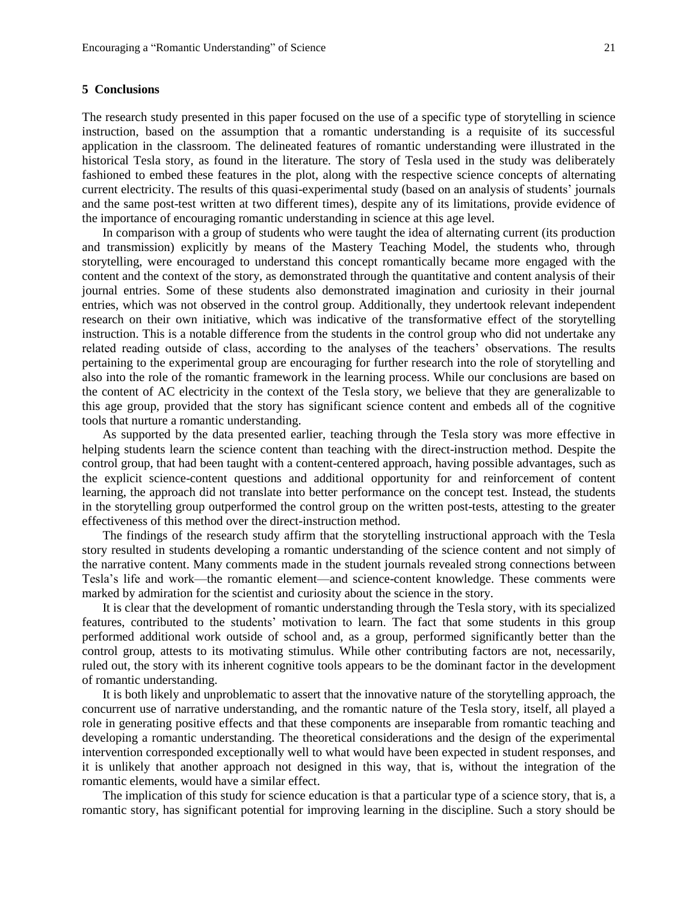## 5 Conclusions

The research study presented in this paper focused on the use of a specific type of storytelling in science instruction, based on the assumption that a romantic understanding is a requisite of its successful application in the classroom. The delineated features of romantic understanding were illustrated in the historical Tesla story, as found in the literature. The story of Tesla used in the study was deliberately fashioned to embed these features in the plot, along with the respective science concepts of alternating current electricity. The results of this quasi-experimental study (based on an analysis of students' journals and the same post-test written at two different times), despite any of its limitations, provide evidence of the importance of encouraging romantic understanding in science at this age level.

In comparison with a group of students who were taught the idea of alternating current (its production and transmission) explicitly by means of the Mastery Teaching Model, the students who, through storytelling, were encouraged to understand this concept romantically became more engaged with the content and the context of the story, as demonstrated through the quantitative and content analysis of their journal entries. Some of these students also demonstrated imagination and curiosity in their journal entries, which was not observed in the control group. Additionally, they undertook relevant independent research on their own initiative, which was indicative of the transformative effect of the storytelling instruction. This is a notable difference from the students in the control group who did not undertake any related reading outside of class, according to the analyses of the teachers' observations. The results pertaining to the experimental group are encouraging for further research into the role of storytelling and also into the role of the romantic framework in the learning process. While our conclusions are based on the content of AC electricity in the context of the Tesla story, we believe that they are generalizable to this age group, provided that the story has significant science content and embeds all of the cognitive tools that nurture a romantic understanding.

As supported by the data presented earlier, teaching through the Tesla story was more effective in helping students learn the science content than teaching with the direct-instruction method. Despite the control group, that had been taught with a content-centered approach, having possible advantages, such as the explicit science-content questions and additional opportunity for and reinforcement of content learning, the approach did not translate into better performance on the concept test. Instead, the students in the storytelling group outperformed the control group on the written post-tests, attesting to the greater effectiveness of this method over the direct-instruction method.

The findings of the research study affirm that the storytelling instructional approach with the Tesla story resulted in students developing a romantic understanding of the science content and not simply of the narrative content. Many comments made in the student journals revealed strong connections between Tesla's life and work—the romantic element—and science-content knowledge. These comments were marked by admiration for the scientist and curiosity about the science in the story.

It is clear that the development of romantic understanding through the Tesla story, with its specialized features, contributed to the students' motivation to learn. The fact that some students in this group performed additional work outside of school and, as a group, performed significantly better than the control group, attests to its motivating stimulus. While other contributing factors are not, necessarily, ruled out, the story with its inherent cognitive tools appears to be the dominant factor in the development of romantic understanding.

It is both likely and unproblematic to assert that the innovative nature of the storytelling approach, the concurrent use of narrative understanding, and the romantic nature of the Tesla story, itself, all played a role in generating positive effects and that these components are inseparable from romantic teaching and developing a romantic understanding. The theoretical considerations and the design of the experimental intervention corresponded exceptionally well to what would have been expected in student responses, and it is unlikely that another approach not designed in this way, that is, without the integration of the romantic elements, would have a similar effect.

The implication of this study for science education is that a particular type of a science story, that is, a romantic story, has significant potential for improving learning in the discipline. Such a story should be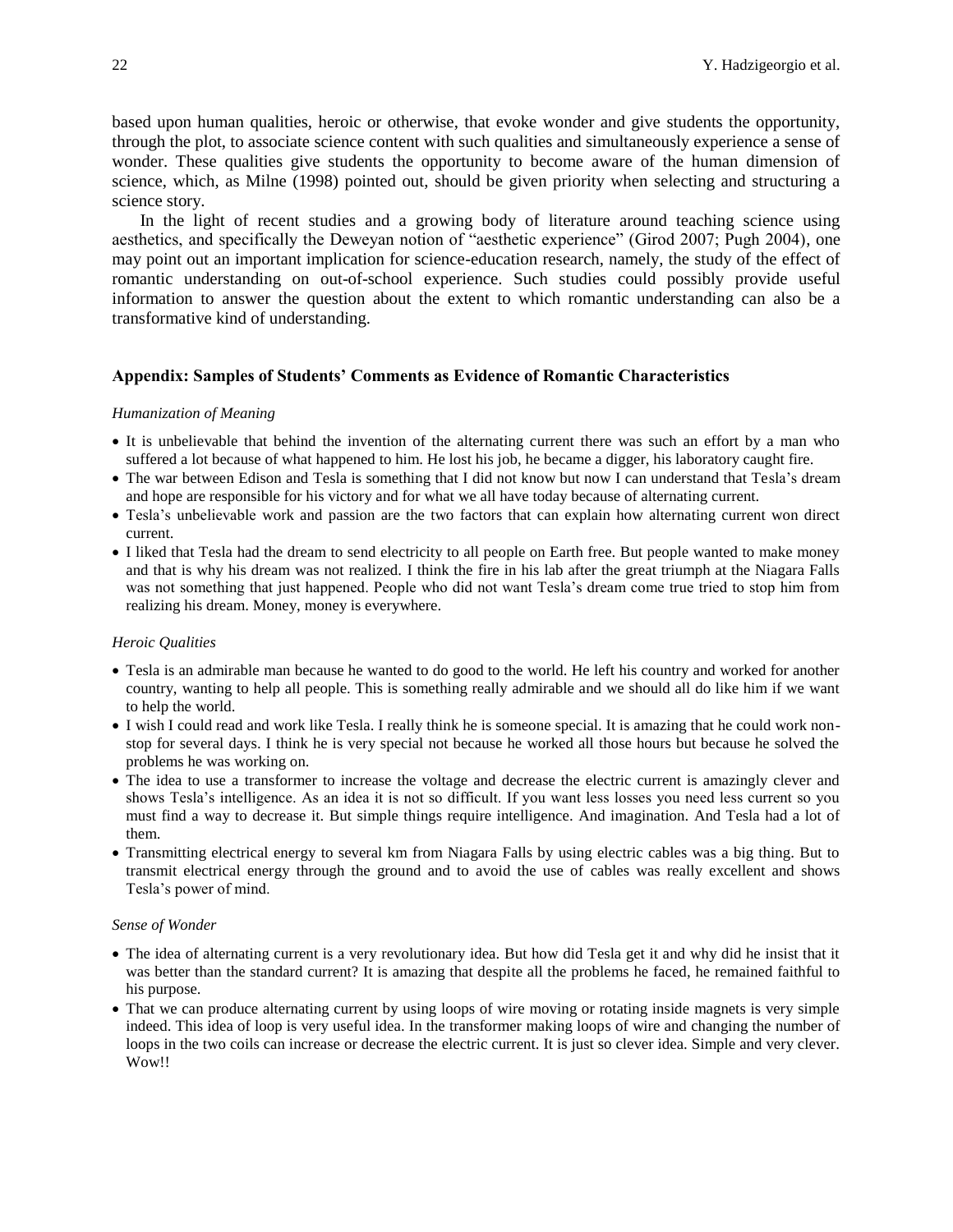based upon human qualities, heroic or otherwise, that evoke wonder and give students the opportunity, through the plot, to associate science content with such qualities and simultaneously experience a sense of wonder. These qualities give students the opportunity to become aware of the human dimension of science, which, as Milne (1998) pointed out, should be given priority when selecting and structuring a science story.

In the light of recent studies and a growing body of literature around teaching science using aesthetics, and specifically the Deweyan notion of "aesthetic experience" (Girod 2007; Pugh 2004), one may point out an important implication for science-education research, namely, the study of the effect of romantic understanding on out-of-school experience. Such studies could possibly provide useful information to answer the question about the extent to which romantic understanding can also be a transformative kind of understanding.

## Appendix: Samples of Students' Comments as Evidence of Romantic Characteristics

*Humanization of Meaning*

- It is unbelievable that behind the invention of the alternating current there was such an effort by a man who suffered a lot because of what happened to him. He lost his job, he became a digger, his laboratory caught fire.
- The war between Edison and Tesla is something that I did not know but now I can understand that Tesla's dream and hope are responsible for his victory and for what we all have today because of alternating current.
- Tesla's unbelievable work and passion are the two factors that can explain how alternating current won direct current.
- I liked that Tesla had the dream to send electricity to all people on Earth free. But people wanted to make money and that is why his dream was not realized. I think the fire in his lab after the great triumph at the Niagara Falls was not something that just happened. People who did not want Tesla's dream come true tried to stop him from realizing his dream. Money, money is everywhere.

*Heroic Qualities*

- Tesla is an admirable man because he wanted to do good to the world. He left his country and worked for another country, wanting to help all people. This is something really admirable and we should all do like him if we want to help the world.
- I wish I could read and work like Tesla. I really think he is someone special. It is amazing that he could work non-stop for several days. I think he is very special not because he worked all those hours but because he solved the problems he was working on.
- The idea to use a transformer to increase the voltage and decrease the electric current is amazingly clever and shows Tesla's intelligence. As an idea it is not so difficult. If you want less losses you need less current so you must find a way to decrease it. But simple things require intelligence. And imagination. And Tesla had a lot of them.
- Transmitting electrical energy to several km from Niagara Falls by using electric cables was a big thing. But to transmit electrical energy through the ground and to avoid the use of cables was really excellent and shows Tesla's power of mind.

*Sense of Wonder*

- The idea of alternating current is a very revolutionary idea. But how did Tesla get it and why did he insist that it was better than the standard current? It is amazing that despite all the problems he faced, he remained faithful to his purpose.
- That we can produce alternating current by using loops of wire moving or rotating inside magnets is very simple indeed. This idea of loop is very useful idea. In the transformer making loops of wire and changing the number of loops in the two coils can increase or decrease the electric current. It is just so clever idea. Simple and very clever. Wow!!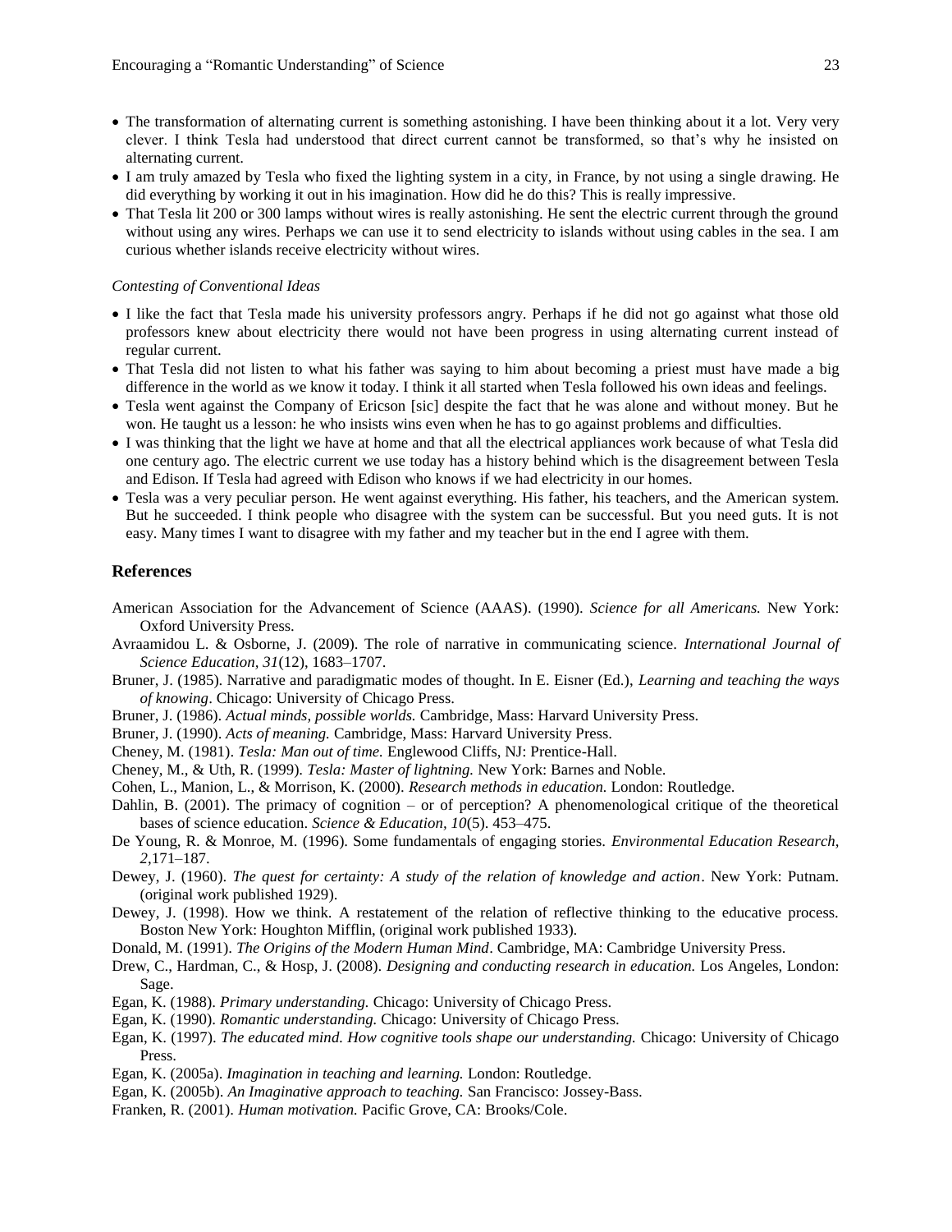- The transformation of alternating current is something astonishing. I have been thinking about it a lot. Very very clever. I think Tesla had understood that direct current cannot be transformed, so that's why he insisted on alternating current.
- I am truly amazed by Tesla who fixed the lighting system in a city, in France, by not using a single drawing. He did everything by working it out in his imagination. How did he do this? This is really impressive.
- That Tesla lit 200 or 300 lamps without wires is really astonishing. He sent the electric current through the ground without using any wires. Perhaps we can use it to send electricity to islands without using cables in the sea. I am curious whether islands receive electricity without wires.

*Contesting of Conventional Ideas*

- I like the fact that Tesla made his university professors angry. Perhaps if he did not go against what those old professors knew about electricity there would not have been progress in using alternating current instead of regular current.
- That Tesla did not listen to what his father was saying to him about becoming a priest must have made a big difference in the world as we know it today. I think it all started when Tesla followed his own ideas and feelings.
- Tesla went against the Company of Ericson [sic] despite the fact that he was alone and without money. But he won. He taught us a lesson: he who insists wins even when he has to go against problems and difficulties.
- I was thinking that the light we have at home and that all the electrical appliances work because of what Tesla did one century ago. The electric current we use today has a history behind which is the disagreement between Tesla and Edison. If Tesla had agreed with Edison who knows if we had electricity in our homes.
- Tesla was a very peculiar person. He went against everything. His father, his teachers, and the American system. But he succeeded. I think people who disagree with the system can be successful. But you need guts. It is not easy. Many times I want to disagree with my father and my teacher but in the end I agree with them.

## References

American Association for the Advancement of Science (AAAS). (1990). *Science for all Americans.* New York: Oxford University Press.

Avraamidou L. & Osborne, J. (2009). The role of narrative in communicating science. *International Journal of Science Education, 31*(12), 1683–1707.

Bruner, J. (1985). Narrative and paradigmatic modes of thought. In E. Eisner (Ed.), *Learning and teaching the ways of knowing*. Chicago: University of Chicago Press.

Bruner, J. (1986). *Actual minds, possible worlds.* Cambridge, Mass: Harvard University Press.

Bruner, J. (1990). *Acts of meaning.* Cambridge, Mass: Harvard University Press.

Cheney, M. (1981). *Tesla: Man out of time.* Englewood Cliffs, NJ: Prentice-Hall.

Cheney, M., & Uth, R. (1999). *Tesla: Master of lightning.* New York: Barnes and Noble.

Cohen, L., Manion, L., & Morrison, K. (2000). *Research methods in education.* London: Routledge.

Dahlin, B. (2001). The primacy of cognition – or of perception? A phenomenological critique of the theoretical bases of science education. *Science & Education, 10*(5). 453–475.

De Young, R. & Monroe, M. (1996). Some fundamentals of engaging stories. *Environmental Education Research, 2*,171–187.

Dewey, J. (1960). *The quest for certainty: A study of the relation of knowledge and action*. New York: Putnam. (original work published 1929).

Dewey, J. (1998). How we think. A restatement of the relation of reflective thinking to the educative process. Boston New York: Houghton Mifflin, (original work published 1933).

Donald, M. (1991). *The Origins of the Modern Human Mind*. Cambridge, MA: Cambridge University Press.

Drew, C., Hardman, C., & Hosp, J. (2008). *Designing and conducting research in education.* Los Angeles, London: Sage.

Egan, K. (1988). *Primary understanding.* Chicago: University of Chicago Press.

Egan, K. (1990). *Romantic understanding.* Chicago: University of Chicago Press.

Egan, K. (1997). *The educated mind. How cognitive tools shape our understanding.* Chicago: University of Chicago Press.

Egan, K. (2005a). *Imagination in teaching and learning.* London: Routledge.

Egan, K. (2005b). *An Imaginative approach to teaching.* San Francisco: Jossey-Bass.

Franken, R. (2001). *Human motivation.* Pacific Grove, CA: Brooks/Cole.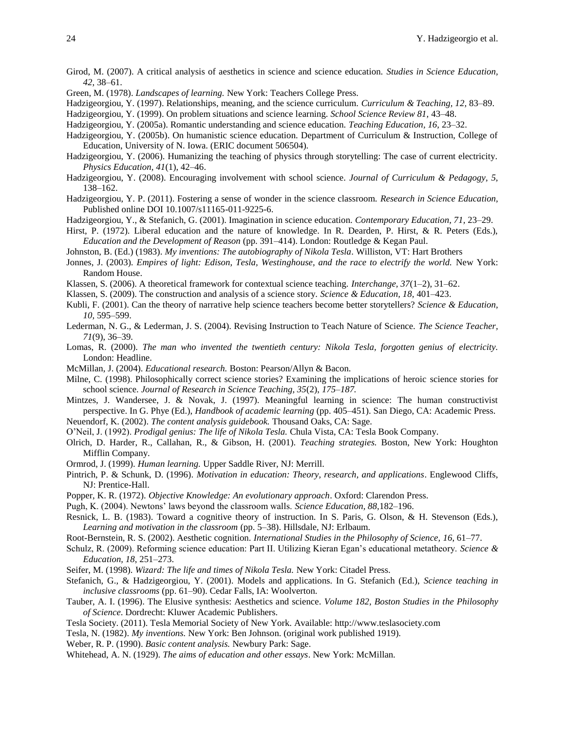Girod, M. (2007). A critical analysis of aesthetics in science and science education. *Studies in Science Education, 42,* 38–61.

Green, M. (1978). *Landscapes of learning.* New York: Teachers College Press.

Hadzigeorgiou, Y. (1997). Relationships, meaning, and the science curriculum. *Curriculum & Teaching, 12,* 83–89.

Hadzigeorgiou, Y. (1999). On problem situations and science learning. *School Science Review 81,* 43–48.

Hadzigeorgiou, Y. (2005a). Romantic understanding and science education. *Teaching Education, 16,* 23–32.

Hadzigeorgiou, Y. (2005b). On humanistic science education. Department of Curriculum & Instruction, College of Education, University of N. Iowa. (ERIC document 506504).

Hadzigeorgiou, Y. (2006). Humanizing the teaching of physics through storytelling: The case of current electricity. *Physics Education, 41*(1), 42–46.

Hadzigeorgiou, Y. (2008). Encouraging involvement with school science. *Journal of Curriculum & Pedagogy, 5,* 138–162.

Hadzigeorgiou, Y. P. (2011). Fostering a sense of wonder in the science classroom. *Research in Science Education,* Published online DOI 10.1007/s11165-011-9225-6.

Hadzigeorgiou, Y., & Stefanich, G. (2001). Imagination in science education. *Contemporary Education, 71,* 23–29.

Hirst, P. (1972). Liberal education and the nature of knowledge. In R. Dearden, P. Hirst, & R. Peters (Eds.), *Education and the Development of Reason* (pp. 391–414). London: Routledge & Kegan Paul.

Johnston, B. (Ed.) (1983). *My inventions: The autobiography of Nikola Tesla*. Williston, VT: Hart Brothers

Jonnes, J. (2003). *Empires of light: Edison, Tesla, Westinghouse, and the race to electrify the world.* New York: Random House.

Klassen, S. (2006). A theoretical framework for contextual science teaching. *Interchange, 37*(1–2), 31–62.

Klassen, S. (2009). The construction and analysis of a science story. *Science & Education, 18,* 401–423.

Kubli, F. (2001). Can the theory of narrative help science teachers become better storytellers? *Science & Education, 10,* 595–599.

Lederman, N. G., & Lederman, J. S. (2004). Revising Instruction to Teach Nature of Science. *The Science Teacher, 71*(9), 36–39.

Lomas, R. (2000). *The man who invented the twentieth century: Nikola Tesla, forgotten genius of electricity.* London: Headline.

McMillan, J. (2004). *Educational research.* Boston: Pearson/Allyn & Bacon.

Milne, C. (1998). Philosophically correct science stories? Examining the implications of heroic science stories for school science. *Journal of Research in Science Teaching, 35*(2), *175–187.*

Mintzes, J. Wandersee, J. & Novak, J. (1997). Meaningful learning in science: The human constructivist perspective. In G. Phye (Ed.), *Handbook of academic learning* (pp. 405–451). San Diego, CA: Academic Press.

Neuendorf, K. (2002). *The content analysis guidebook.* Thousand Oaks, CA: Sage.

O'Neil, J. (1992). *Prodigal genius: The life of Nikola Tesla.* Chula Vista, CA: Tesla Book Company.

Olrich, D. Harder, R., Callahan, R., & Gibson, H. (2001). *Teaching strategies.* Boston, New York: Houghton Mifflin Company.

Ormrod, J. (1999). *Human learning.* Upper Saddle River, NJ: Merrill.

Pintrich, P. & Schunk, D. (1996). *Motivation in education: Theory, research, and applications*. Englewood Cliffs, NJ: Prentice-Hall.

Popper, K. R. (1972). *Objective Knowledge: An evolutionary approach*. Oxford: Clarendon Press.

Pugh, K. (2004). Newtons' laws beyond the classroom walls. *Science Education, 88,*182–196.

Resnick, L. B. (1983). Toward a cognitive theory of instruction. In S. Paris, G. Olson, & H. Stevenson (Eds.), *Learning and motivation in the classroom* (pp. 5–38). Hillsdale, NJ: Erlbaum.

Root-Bernstein, R. S. (2002). Aesthetic cognition. *International Studies in the Philosophy of Science, 16*, 61–77.

Schulz, R. (2009). Reforming science education: Part II. Utilizing Kieran Egan's educational metatheory. *Science & Education, 18,* 251–273.

Seifer, M. (1998). *Wizard: The life and times of Nikola Tesla.* New York: Citadel Press.

Stefanich, G., & Hadzigeorgiou, Y. (2001). Models and applications. In G. Stefanich (Ed.), *Science teaching in inclusive classrooms* (pp. 61–90). Cedar Falls, IA: Woolverton.

Tauber, A. I. (1996). The Elusive synthesis: Aesthetics and science. *Volume 182, Boston Studies in the Philosophy of Science*. Dordrecht: Kluwer Academic Publishers.

Tesla Society. (2011). Tesla Memorial Society of New York. Available: http://www.teslasociety.com

Tesla, N. (1982). *My inventions.* New York: Ben Johnson. (original work published 1919).

Weber, R. P. (1990). *Basic content analysis.* Newbury Park: Sage.

Whitehead, A. N. (1929). *The aims of education and other essays*. New York: McMillan.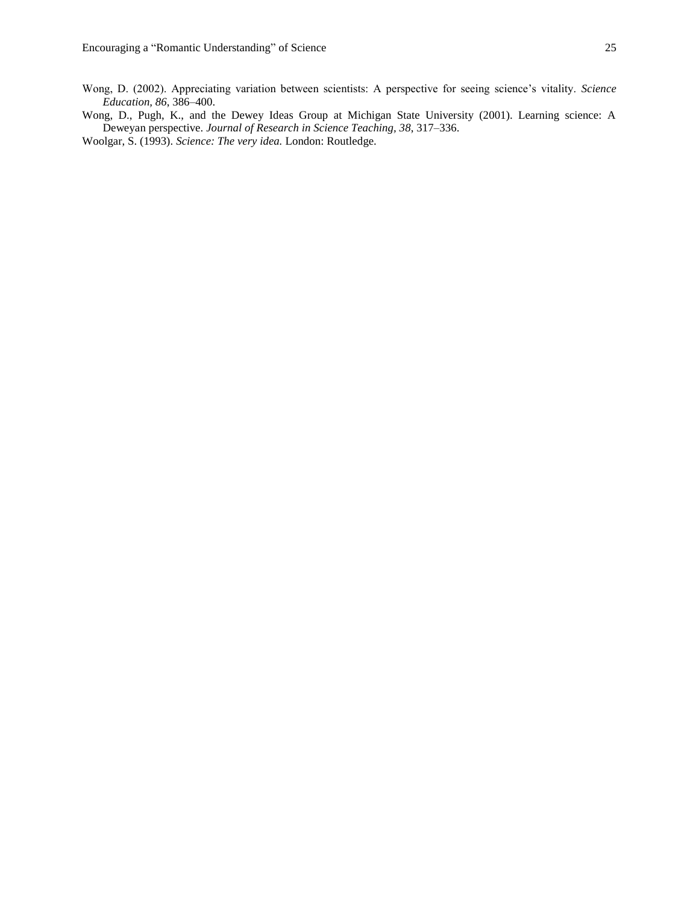Wong, D. (2002). Appreciating variation between scientists: A perspective for seeing science's vitality. *Science Education, 86*, 386–400.

Wong, D., Pugh, K., and the Dewey Ideas Group at Michigan State University (2001). Learning science: A Deweyan perspective. *Journal of Research in Science Teaching, 38*, 317–336.

Woolgar, S. (1993). *Science: The very idea.* London: Routledge.